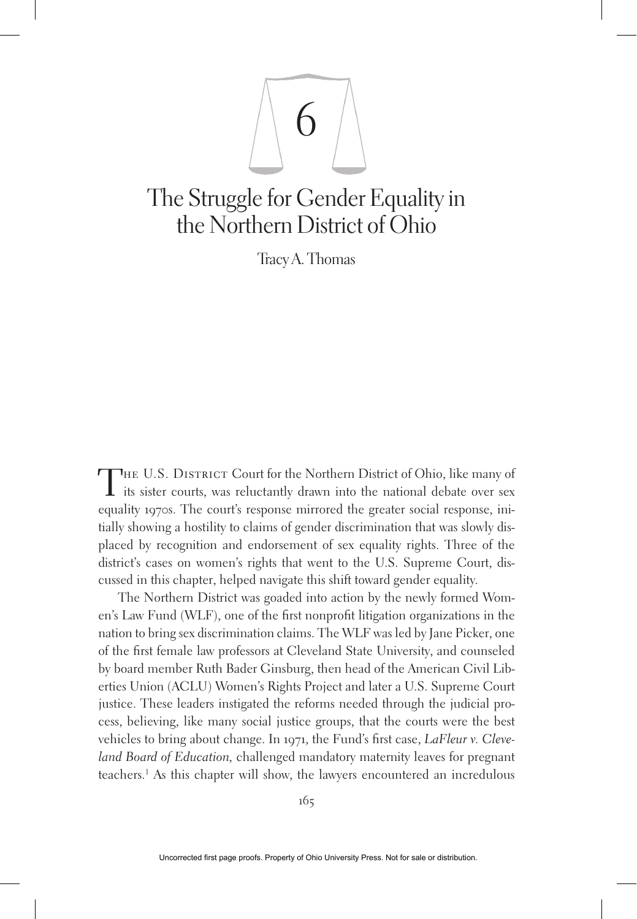# 6

# The Struggle for Gender Equality in the Northern District of Ohio

Tracy A. Thomas

The U.S. District Court for the Northern District of Ohio, like many of its sister courts, was reluctantly drawn into the national debate over sex equality 1970s. The court's response mirrored the greater social response, initially showing a hostility to claims of gender discrimination that was slowly displaced by recognition and endorsement of sex equality rights. Three of the district's cases on women's rights that went to the U.S. Supreme Court, discussed in this chapter, helped navigate this shift toward gender equality.

The Northern District was goaded into action by the newly formed Women's Law Fund (WLF), one of the first nonprofit litigation organizations in the nation to bring sex discrimination claims. The WLF was led by Jane Picker, one of the first female law professors at Cleveland State University, and counseled by board member Ruth Bader Ginsburg, then head of the American Civil Liberties Union (ACLU) Women's Rights Project and later a U.S. Supreme Court justice. These leaders instigated the reforms needed through the judicial process, believing, like many social justice groups, that the courts were the best vehicles to bring about change. In 1971, the Fund's first case, *LaFleur v. Cleveland Board of Education*, challenged mandatory maternity leaves for pregnant teachers.[1] As this chapter will show, the lawyers encountered an incredulous

Uncorrected first page proofs. Property of Ohio University Press. Not for sale or distribution.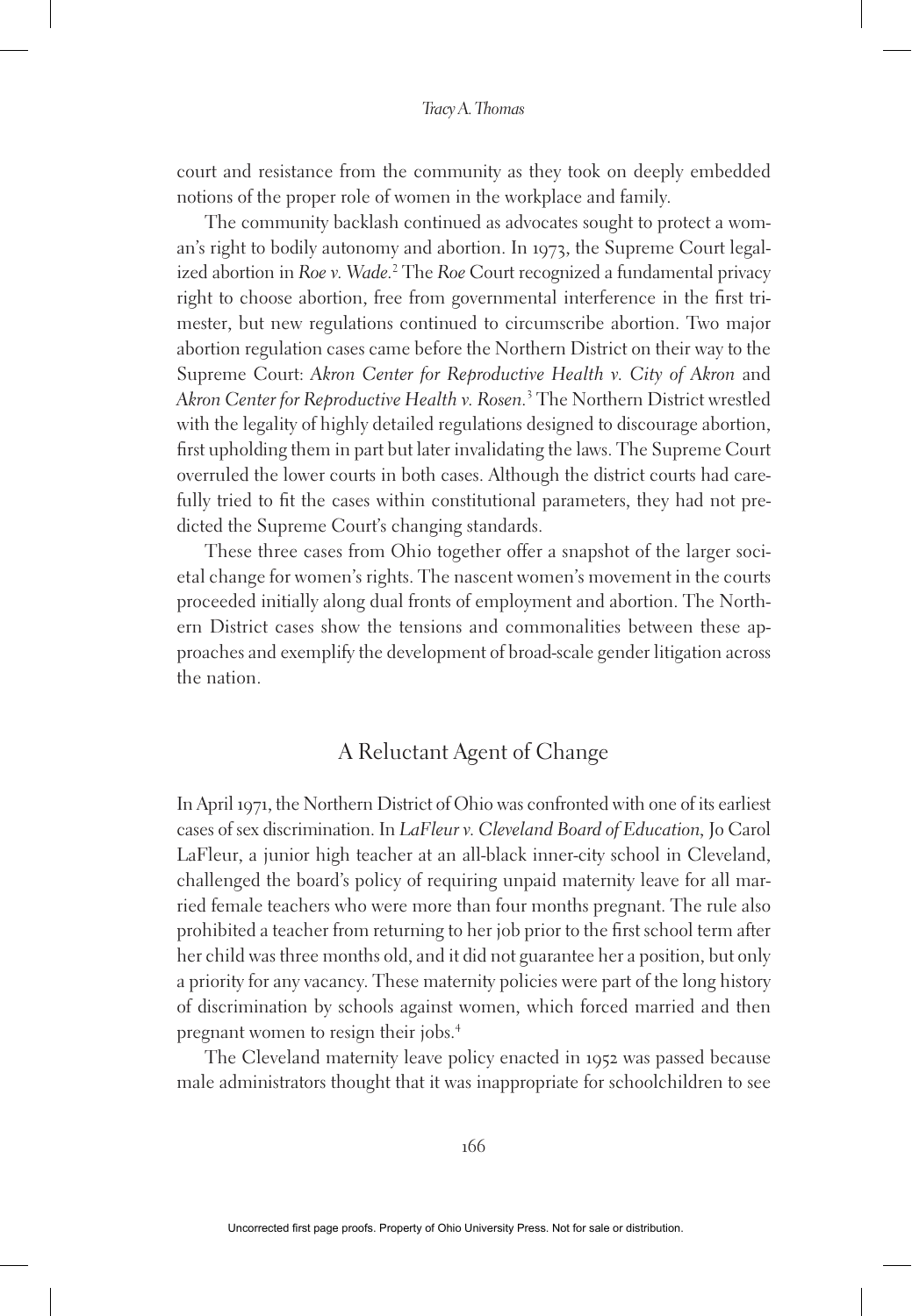court and resistance from the community as they took on deeply embedded notions of the proper role of women in the workplace and family.

The community backlash continued as advocates sought to protect a woman's right to bodily autonomy and abortion. In 1973, the Supreme Court legalized abortion in *Roe v. Wade*.[2] The *Roe* Court recognized a fundamental privacy right to choose abortion, free from governmental interference in the first trimester, but new regulations continued to circumscribe abortion. Two major abortion regulation cases came before the Northern District on their way to the Supreme Court: *Akron Center for Reproductive Health v. City of Akron* and *Akron Center for Reproductive Health v. Rosen*.[3] The Northern District wrestled with the legality of highly detailed regulations designed to discourage abortion, first upholding them in part but later invalidating the laws. The Supreme Court overruled the lower courts in both cases. Although the district courts had carefully tried to fit the cases within constitutional parameters, they had not predicted the Supreme Court's changing standards.

These three cases from Ohio together offer a snapshot of the larger societal change for women's rights. The nascent women's movement in the courts proceeded initially along dual fronts of employment and abortion. The Northern District cases show the tensions and commonalities between these approaches and exemplify the development of broad-scale gender litigation across the nation.

## A Reluctant Agent of Change

In April 1971, the Northern District of Ohio was confronted with one of its earliest cases of sex discrimination. In *LaFleur v. Cleveland Board of Education*, Jo Carol LaFleur, a junior high teacher at an all-black inner-city school in Cleveland, challenged the board's policy of requiring unpaid maternity leave for all married female teachers who were more than four months pregnant. The rule also prohibited a teacher from returning to her job prior to the first school term after her child was three months old, and it did not guarantee her a position, but only a priority for any vacancy. These maternity policies were part of the long history of discrimination by schools against women, which forced married and then pregnant women to resign their jobs.[4]

The Cleveland maternity leave policy enacted in 1952 was passed because male administrators thought that it was inappropriate for schoolchildren to see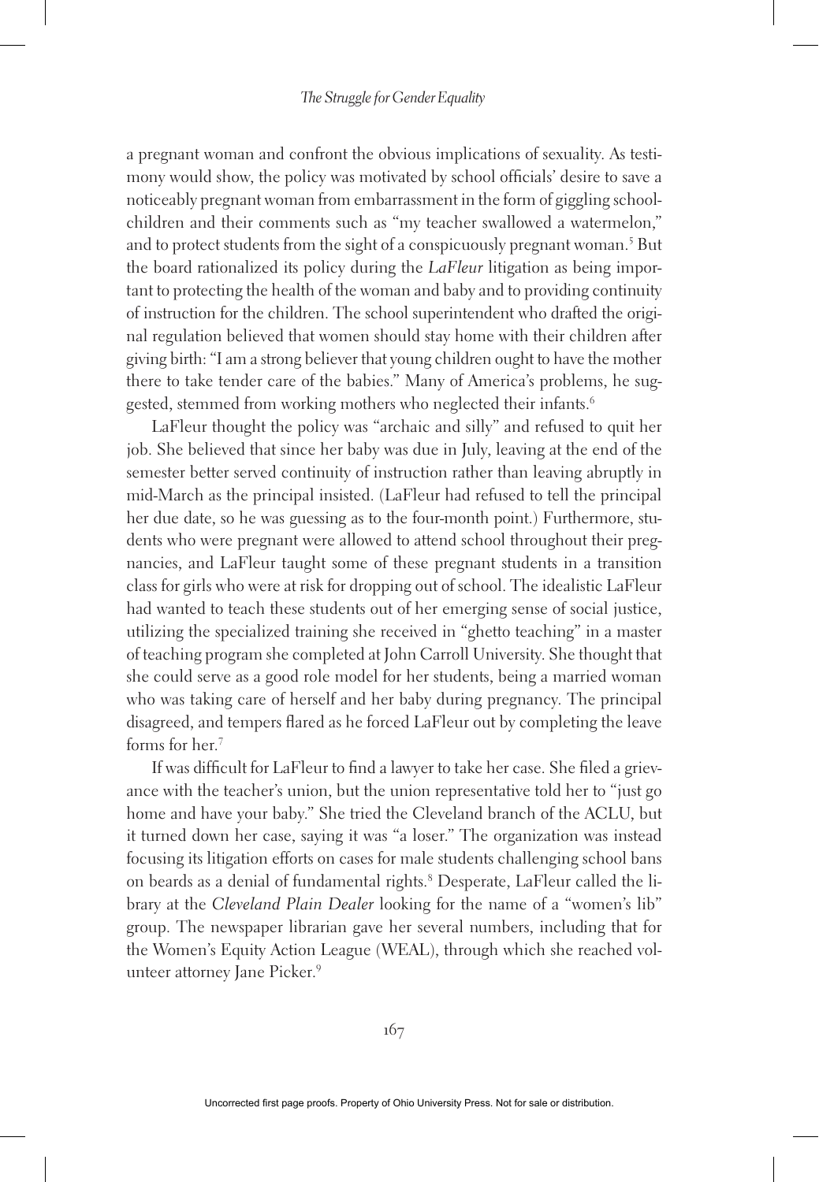a pregnant woman and confront the obvious implications of sexuality. As testimony would show, the policy was motivated by school officials' desire to save a noticeably pregnant woman from embarrassment in the form of giggling schoolchildren and their comments such as "my teacher swallowed a watermelon," and to protect students from the sight of a conspicuously pregnant woman.[5] But the board rationalized its policy during the *LaFleur* litigation as being important to protecting the health of the woman and baby and to providing continuity of instruction for the children. The school superintendent who drafted the original regulation believed that women should stay home with their children after giving birth: "I am a strong believer that young children ought to have the mother there to take tender care of the babies." Many of America's problems, he suggested, stemmed from working mothers who neglected their infants.[6]

LaFleur thought the policy was "archaic and silly" and refused to quit her job. She believed that since her baby was due in July, leaving at the end of the semester better served continuity of instruction rather than leaving abruptly in mid-March as the principal insisted. (LaFleur had refused to tell the principal her due date, so he was guessing as to the four-month point.) Furthermore, students who were pregnant were allowed to attend school throughout their pregnancies, and LaFleur taught some of these pregnant students in a transition class for girls who were at risk for dropping out of school. The idealistic LaFleur had wanted to teach these students out of her emerging sense of social justice, utilizing the specialized training she received in "ghetto teaching" in a master of teaching program she completed at John Carroll University. She thought that she could serve as a good role model for her students, being a married woman who was taking care of herself and her baby during pregnancy. The principal disagreed, and tempers flared as he forced LaFleur out by completing the leave forms for her.[7]

If was difficult for LaFleur to find a lawyer to take her case. She filed a grievance with the teacher's union, but the union representative told her to "just go home and have your baby." She tried the Cleveland branch of the ACLU, but it turned down her case, saying it was "a loser." The organization was instead focusing its litigation efforts on cases for male students challenging school bans on beards as a denial of fundamental rights.[8] Desperate, LaFleur called the library at the *Cleveland Plain Dealer* looking for the name of a "women's lib" group. The newspaper librarian gave her several numbers, including that for the Women's Equity Action League (WEAL), through which she reached volunteer attorney Jane Picker.[9]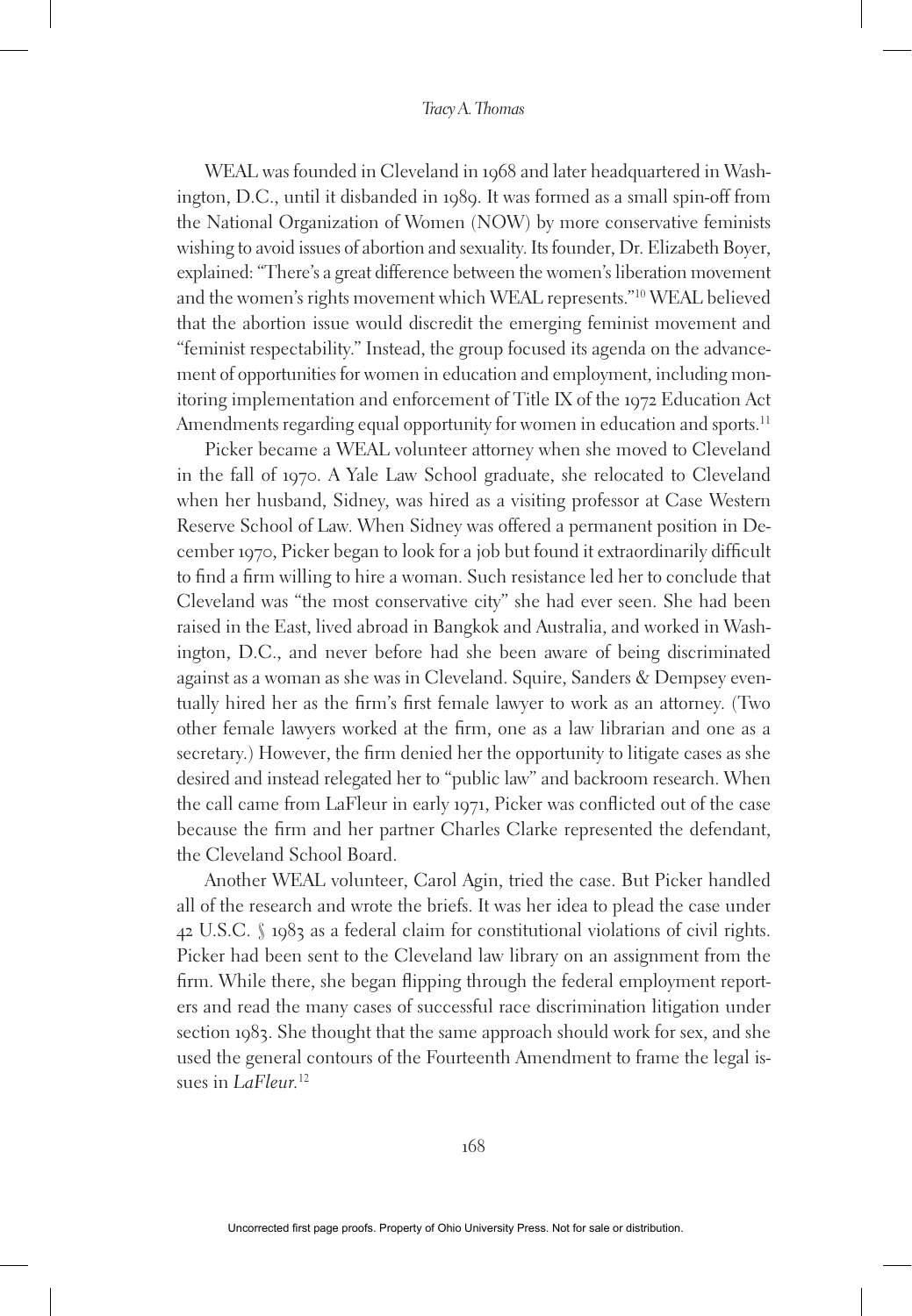WEAL was founded in Cleveland in 1968 and later headquartered in Washington, D.C., until it disbanded in 1989. It was formed as a small spin-off from the National Organization of Women (NOW) by more conservative feminists wishing to avoid issues of abortion and sexuality. Its founder, Dr. Elizabeth Boyer, explained: "There's a great difference between the women's liberation movement and the women's rights movement which WEAL represents."[10] WEAL believed that the abortion issue would discredit the emerging feminist movement and "feminist respectability." Instead, the group focused its agenda on the advancement of opportunities for women in education and employment, including monitoring implementation and enforcement of Title IX of the 1972 Education Act Amendments regarding equal opportunity for women in education and sports.[11]

Picker became a WEAL volunteer attorney when she moved to Cleveland in the fall of 1970. A Yale Law School graduate, she relocated to Cleveland when her husband, Sidney, was hired as a visiting professor at Case Western Reserve School of Law. When Sidney was offered a permanent position in December 1970, Picker began to look for a job but found it extraordinarily difficult to find a firm willing to hire a woman. Such resistance led her to conclude that Cleveland was "the most conservative city" she had ever seen. She had been raised in the East, lived abroad in Bangkok and Australia, and worked in Washington, D.C., and never before had she been aware of being discriminated against as a woman as she was in Cleveland. Squire, Sanders & Dempsey eventually hired her as the firm's first female lawyer to work as an attorney. (Two other female lawyers worked at the firm, one as a law librarian and one as a secretary.) However, the firm denied her the opportunity to litigate cases as she desired and instead relegated her to "public law" and backroom research. When the call came from LaFleur in early 1971, Picker was conflicted out of the case because the firm and her partner Charles Clarke represented the defendant, the Cleveland School Board.

Another WEAL volunteer, Carol Agin, tried the case. But Picker handled all of the research and wrote the briefs. It was her idea to plead the case under 42 U.S.C. § 1983 as a federal claim for constitutional violations of civil rights. Picker had been sent to the Cleveland law library on an assignment from the firm. While there, she began flipping through the federal employment reporters and read the many cases of successful race discrimination litigation under section 1983. She thought that the same approach should work for sex, and she used the general contours of the Fourteenth Amendment to frame the legal issues in *LaFleur*.[12]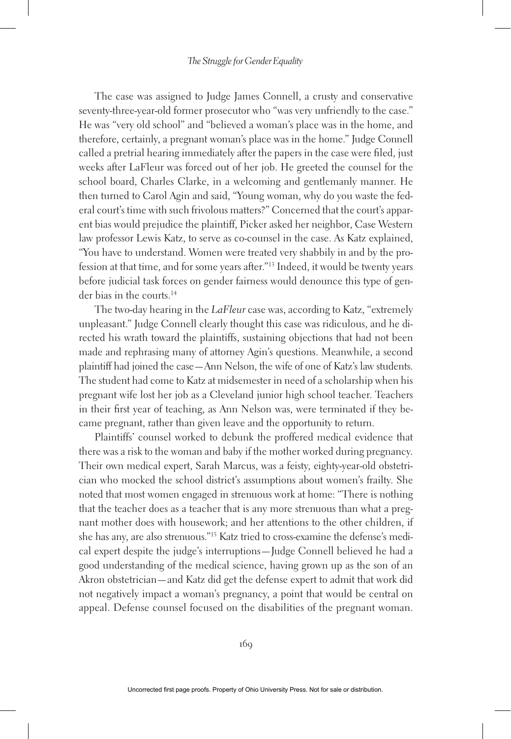The case was assigned to Judge James Connell, a crusty and conservative seventy-three-year-old former prosecutor who "was very unfriendly to the case." He was "very old school" and "believed a woman's place was in the home, and therefore, certainly, a pregnant woman's place was in the home." Judge Connell called a pretrial hearing immediately after the papers in the case were filed, just weeks after LaFleur was forced out of her job. He greeted the counsel for the school board, Charles Clarke, in a welcoming and gentlemanly manner. He then turned to Carol Agin and said, "Young woman, why do you waste the federal court's time with such frivolous matters?" Concerned that the court's apparent bias would prejudice the plaintiff, Picker asked her neighbor, Case Western law professor Lewis Katz, to serve as co-counsel in the case. As Katz explained, "You have to understand. Women were treated very shabbily in and by the profession at that time, and for some years after."[13] Indeed, it would be twenty years before judicial task forces on gender fairness would denounce this type of gender bias in the courts.[14]

The two-day hearing in the *LaFleur* case was, according to Katz, "extremely unpleasant." Judge Connell clearly thought this case was ridiculous, and he directed his wrath toward the plaintiffs, sustaining objections that had not been made and rephrasing many of attorney Agin's questions. Meanwhile, a second plaintiff had joined the case—Ann Nelson, the wife of one of Katz's law students. The student had come to Katz at midsemester in need of a scholarship when his pregnant wife lost her job as a Cleveland junior high school teacher. Teachers in their first year of teaching, as Ann Nelson was, were terminated if they became pregnant, rather than given leave and the opportunity to return.

Plaintiffs' counsel worked to debunk the proffered medical evidence that there was a risk to the woman and baby if the mother worked during pregnancy. Their own medical expert, Sarah Marcus, was a feisty, eighty-year-old obstetrician who mocked the school district's assumptions about women's frailty. She noted that most women engaged in strenuous work at home: "There is nothing that the teacher does as a teacher that is any more strenuous than what a pregnant mother does with housework; and her attentions to the other children, if she has any, are also strenuous."[15] Katz tried to cross-examine the defense's medical expert despite the judge's interruptions—Judge Connell believed he had a good understanding of the medical science, having grown up as the son of an Akron obstetrician—and Katz did get the defense expert to admit that work did not negatively impact a woman's pregnancy, a point that would be central on appeal. Defense counsel focused on the disabilities of the pregnant woman.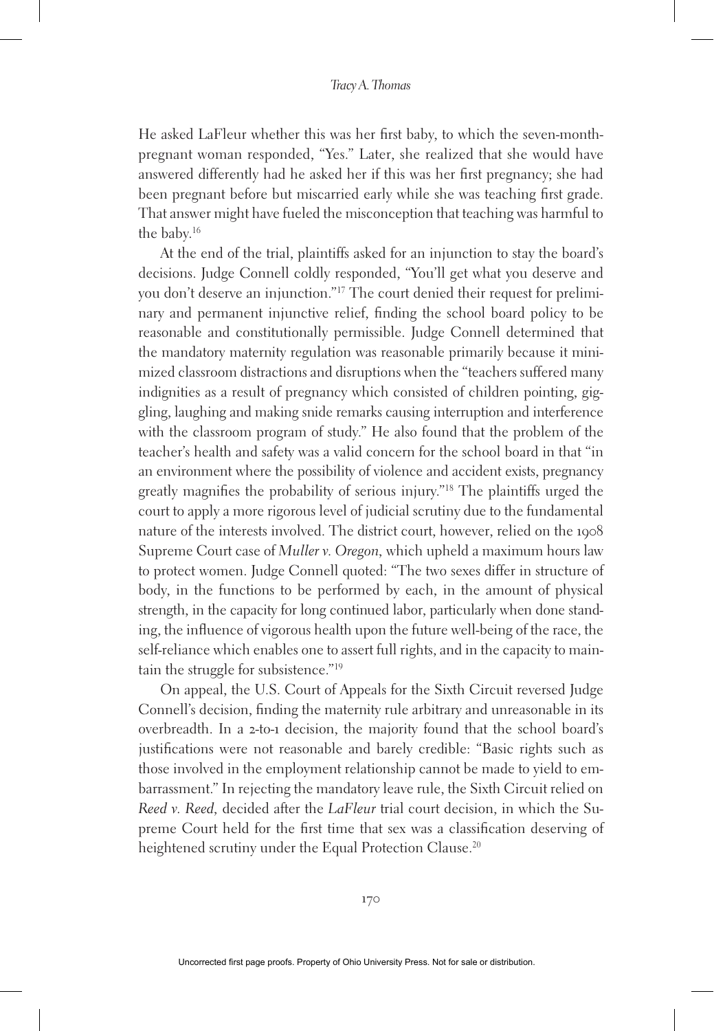He asked LaFleur whether this was her first baby, to which the seven-month-pregnant woman responded, "Yes." Later, she realized that she would have answered differently had he asked her if this was her first pregnancy; she had been pregnant before but miscarried early while she was teaching first grade. That answer might have fueled the misconception that teaching was harmful to the baby.[16]

At the end of the trial, plaintiffs asked for an injunction to stay the board's decisions. Judge Connell coldly responded, "You'll get what you deserve and you don't deserve an injunction."[17] The court denied their request for preliminary and permanent injunctive relief, finding the school board policy to be reasonable and constitutionally permissible. Judge Connell determined that the mandatory maternity regulation was reasonable primarily because it minimized classroom distractions and disruptions when the "teachers suffered many indignities as a result of pregnancy which consisted of children pointing, giggling, laughing and making snide remarks causing interruption and interference with the classroom program of study." He also found that the problem of the teacher's health and safety was a valid concern for the school board in that "in an environment where the possibility of violence and accident exists, pregnancy greatly magnifies the probability of serious injury."[18] The plaintiffs urged the court to apply a more rigorous level of judicial scrutiny due to the fundamental nature of the interests involved. The district court, however, relied on the 1908 Supreme Court case of *Muller v. Oregon*, which upheld a maximum hours law to protect women. Judge Connell quoted: "The two sexes differ in structure of body, in the functions to be performed by each, in the amount of physical strength, in the capacity for long continued labor, particularly when done standing, the influence of vigorous health upon the future well-being of the race, the self-reliance which enables one to assert full rights, and in the capacity to maintain the struggle for subsistence."[19]

On appeal, the U.S. Court of Appeals for the Sixth Circuit reversed Judge Connell's decision, finding the maternity rule arbitrary and unreasonable in its overbreadth. In a 2-to-1 decision, the majority found that the school board's justifications were not reasonable and barely credible: "Basic rights such as those involved in the employment relationship cannot be made to yield to embarrassment." In rejecting the mandatory leave rule, the Sixth Circuit relied on *Reed v. Reed*, decided after the *LaFleur* trial court decision, in which the Supreme Court held for the first time that sex was a classification deserving of heightened scrutiny under the Equal Protection Clause.[20]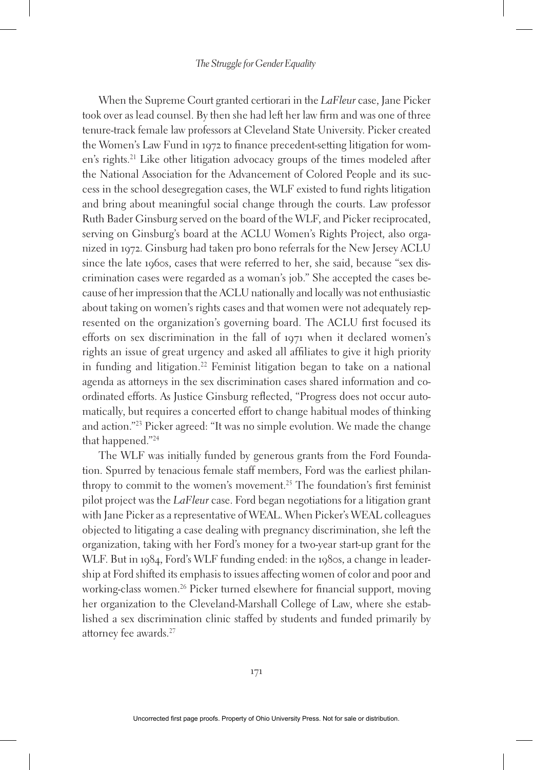When the Supreme Court granted certiorari in the *LaFleur* case, Jane Picker took over as lead counsel. By then she had left her law firm and was one of three tenure-track female law professors at Cleveland State University. Picker created the Women's Law Fund in 1972 to finance precedent-setting litigation for women's rights.[21] Like other litigation advocacy groups of the times modeled after the National Association for the Advancement of Colored People and its success in the school desegregation cases, the WLF existed to fund rights litigation and bring about meaningful social change through the courts. Law professor Ruth Bader Ginsburg served on the board of the WLF, and Picker reciprocated, serving on Ginsburg's board at the ACLU Women's Rights Project, also organized in 1972. Ginsburg had taken pro bono referrals for the New Jersey ACLU since the late 1960s, cases that were referred to her, she said, because "sex discrimination cases were regarded as a woman's job." She accepted the cases because of her impression that the ACLU nationally and locally was not enthusiastic about taking on women's rights cases and that women were not adequately represented on the organization's governing board. The ACLU first focused its efforts on sex discrimination in the fall of 1971 when it declared women's rights an issue of great urgency and asked all affiliates to give it high priority in funding and litigation.[22] Feminist litigation began to take on a national agenda as attorneys in the sex discrimination cases shared information and coordinated efforts. As Justice Ginsburg reflected, "Progress does not occur automatically, but requires a concerted effort to change habitual modes of thinking and action."[23] Picker agreed: "It was no simple evolution. We made the change that happened."[24]

The WLF was initially funded by generous grants from the Ford Foundation. Spurred by tenacious female staff members, Ford was the earliest philanthropy to commit to the women's movement.[25] The foundation's first feminist pilot project was the *LaFleur* case. Ford began negotiations for a litigation grant with Jane Picker as a representative of WEAL. When Picker's WEAL colleagues objected to litigating a case dealing with pregnancy discrimination, she left the organization, taking with her Ford's money for a two-year start-up grant for the WLF. But in 1984, Ford's WLF funding ended: in the 1980s, a change in leadership at Ford shifted its emphasis to issues affecting women of color and poor and working-class women.[26] Picker turned elsewhere for financial support, moving her organization to the Cleveland-Marshall College of Law, where she established a sex discrimination clinic staffed by students and funded primarily by attorney fee awards.[27]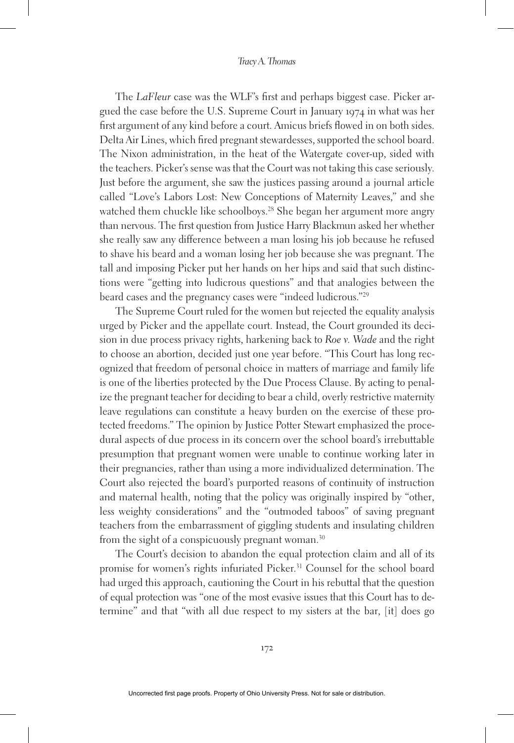The *LaFleur* case was the WLF's first and perhaps biggest case. Picker argued the case before the U.S. Supreme Court in January 1974 in what was her first argument of any kind before a court. Amicus briefs flowed in on both sides. Delta Air Lines, which fired pregnant stewardesses, supported the school board. The Nixon administration, in the heat of the Watergate cover-up, sided with the teachers. Picker's sense was that the Court was not taking this case seriously. Just before the argument, she saw the justices passing around a journal article called "Love's Labors Lost: New Conceptions of Maternity Leaves," and she watched them chuckle like schoolboys.[28] She began her argument more angry than nervous. The first question from Justice Harry Blackmun asked her whether she really saw any difference between a man losing his job because he refused to shave his beard and a woman losing her job because she was pregnant. The tall and imposing Picker put her hands on her hips and said that such distinctions were "getting into ludicrous questions" and that analogies between the beard cases and the pregnancy cases were "indeed ludicrous."[29]

The Supreme Court ruled for the women but rejected the equality analysis urged by Picker and the appellate court. Instead, the Court grounded its decision in due process privacy rights, harkening back to *Roe v. Wade* and the right to choose an abortion, decided just one year before. "This Court has long recognized that freedom of personal choice in matters of marriage and family life is one of the liberties protected by the Due Process Clause. By acting to penalize the pregnant teacher for deciding to bear a child, overly restrictive maternity leave regulations can constitute a heavy burden on the exercise of these protected freedoms." The opinion by Justice Potter Stewart emphasized the procedural aspects of due process in its concern over the school board's irrebuttable presumption that pregnant women were unable to continue working later in their pregnancies, rather than using a more individualized determination. The Court also rejected the board's purported reasons of continuity of instruction and maternal health, noting that the policy was originally inspired by "other, less weighty considerations" and the "outmoded taboos" of saving pregnant teachers from the embarrassment of giggling students and insulating children from the sight of a conspicuously pregnant woman.[30]

The Court's decision to abandon the equal protection claim and all of its promise for women's rights infuriated Picker.[31] Counsel for the school board had urged this approach, cautioning the Court in his rebuttal that the question of equal protection was "one of the most evasive issues that this Court has to determine" and that "with all due respect to my sisters at the bar, [it] does go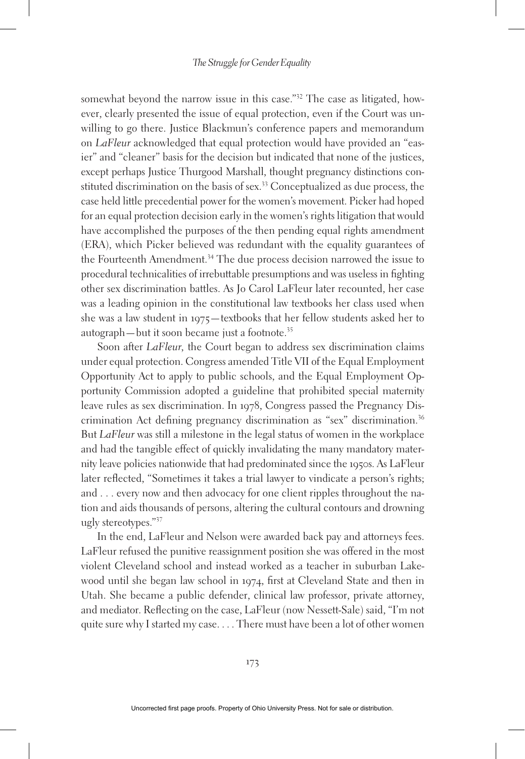somewhat beyond the narrow issue in this case."[32] The case as litigated, however, clearly presented the issue of equal protection, even if the Court was unwilling to go there. Justice Blackmun's conference papers and memorandum on *LaFleur* acknowledged that equal protection would have provided an "easier" and "cleaner" basis for the decision but indicated that none of the justices, except perhaps Justice Thurgood Marshall, thought pregnancy distinctions constituted discrimination on the basis of sex.[33] Conceptualized as due process, the case held little precedential power for the women's movement. Picker had hoped for an equal protection decision early in the women's rights litigation that would have accomplished the purposes of the then pending equal rights amendment (ERA), which Picker believed was redundant with the equality guarantees of the Fourteenth Amendment.[34] The due process decision narrowed the issue to procedural technicalities of irrebuttable presumptions and was useless in fighting other sex discrimination battles. As Jo Carol LaFleur later recounted, her case was a leading opinion in the constitutional law textbooks her class used when she was a law student in 1975—textbooks that her fellow students asked her to autograph—but it soon became just a footnote.[35]

Soon after *LaFleur*, the Court began to address sex discrimination claims under equal protection. Congress amended Title VII of the Equal Employment Opportunity Act to apply to public schools, and the Equal Employment Opportunity Commission adopted a guideline that prohibited special maternity leave rules as sex discrimination. In 1978, Congress passed the Pregnancy Discrimination Act defining pregnancy discrimination as "sex" discrimination.[36] But *LaFleur* was still a milestone in the legal status of women in the workplace and had the tangible effect of quickly invalidating the many mandatory maternity leave policies nationwide that had predominated since the 1950s. As LaFleur later reflected, "Sometimes it takes a trial lawyer to vindicate a person's rights; and . . . every now and then advocacy for one client ripples throughout the nation and aids thousands of persons, altering the cultural contours and drowning ugly stereotypes."[37]

In the end, LaFleur and Nelson were awarded back pay and attorneys fees. LaFleur refused the punitive reassignment position she was offered in the most violent Cleveland school and instead worked as a teacher in suburban Lakewood until she began law school in 1974, first at Cleveland State and then in Utah. She became a public defender, clinical law professor, private attorney, and mediator. Reflecting on the case, LaFleur (now Nessett-Sale) said, "I'm not quite sure why I started my case. . . . There must have been a lot of other women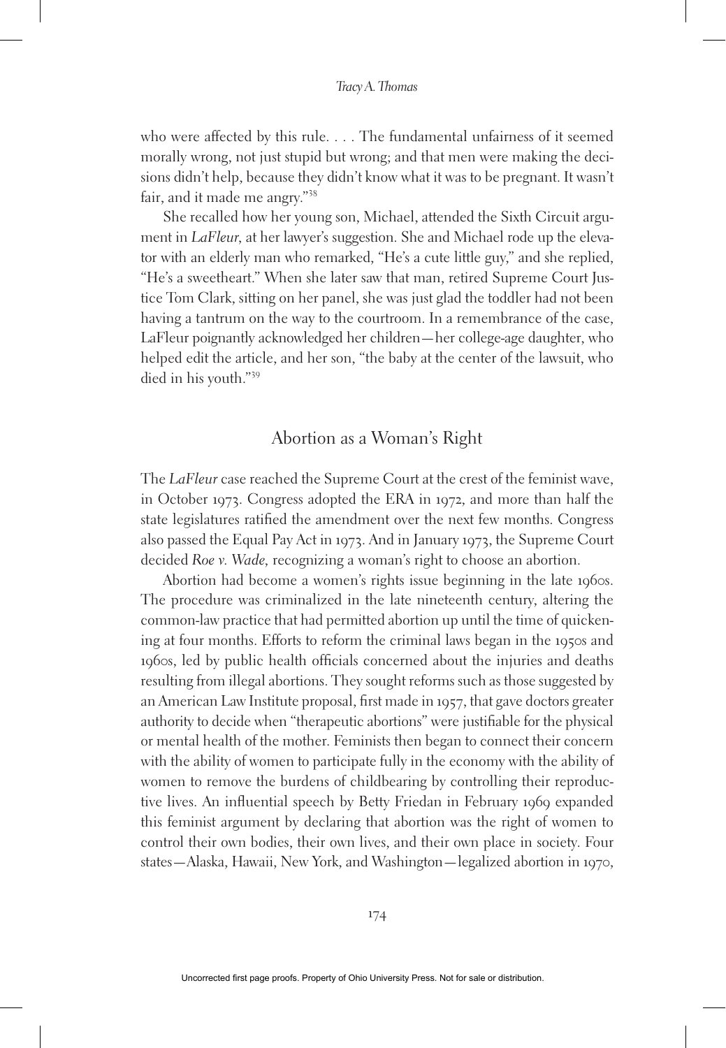who were affected by this rule. . . . The fundamental unfairness of it seemed morally wrong, not just stupid but wrong; and that men were making the decisions didn't help, because they didn't know what it was to be pregnant. It wasn't fair, and it made me angry."[38]

She recalled how her young son, Michael, attended the Sixth Circuit argument in *LaFleur*, at her lawyer's suggestion. She and Michael rode up the elevator with an elderly man who remarked, "He's a cute little guy," and she replied, "He's a sweetheart." When she later saw that man, retired Supreme Court Justice Tom Clark, sitting on her panel, she was just glad the toddler had not been having a tantrum on the way to the courtroom. In a remembrance of the case, LaFleur poignantly acknowledged her children—her college-age daughter, who helped edit the article, and her son, "the baby at the center of the lawsuit, who died in his youth."[39]

## Abortion as a Woman's Right

The *LaFleur* case reached the Supreme Court at the crest of the feminist wave, in October 1973. Congress adopted the ERA in 1972, and more than half the state legislatures ratified the amendment over the next few months. Congress also passed the Equal Pay Act in 1973. And in January 1973, the Supreme Court decided *Roe v. Wade*, recognizing a woman's right to choose an abortion.

Abortion had become a women's rights issue beginning in the late 1960s. The procedure was criminalized in the late nineteenth century, altering the common-law practice that had permitted abortion up until the time of quickening at four months. Efforts to reform the criminal laws began in the 1950s and 1960s, led by public health officials concerned about the injuries and deaths resulting from illegal abortions. They sought reforms such as those suggested by an American Law Institute proposal, first made in 1957, that gave doctors greater authority to decide when "therapeutic abortions" were justifiable for the physical or mental health of the mother. Feminists then began to connect their concern with the ability of women to participate fully in the economy with the ability of women to remove the burdens of childbearing by controlling their reproductive lives. An influential speech by Betty Friedan in February 1969 expanded this feminist argument by declaring that abortion was the right of women to control their own bodies, their own lives, and their own place in society. Four states—Alaska, Hawaii, New York, and Washington—legalized abortion in 1970,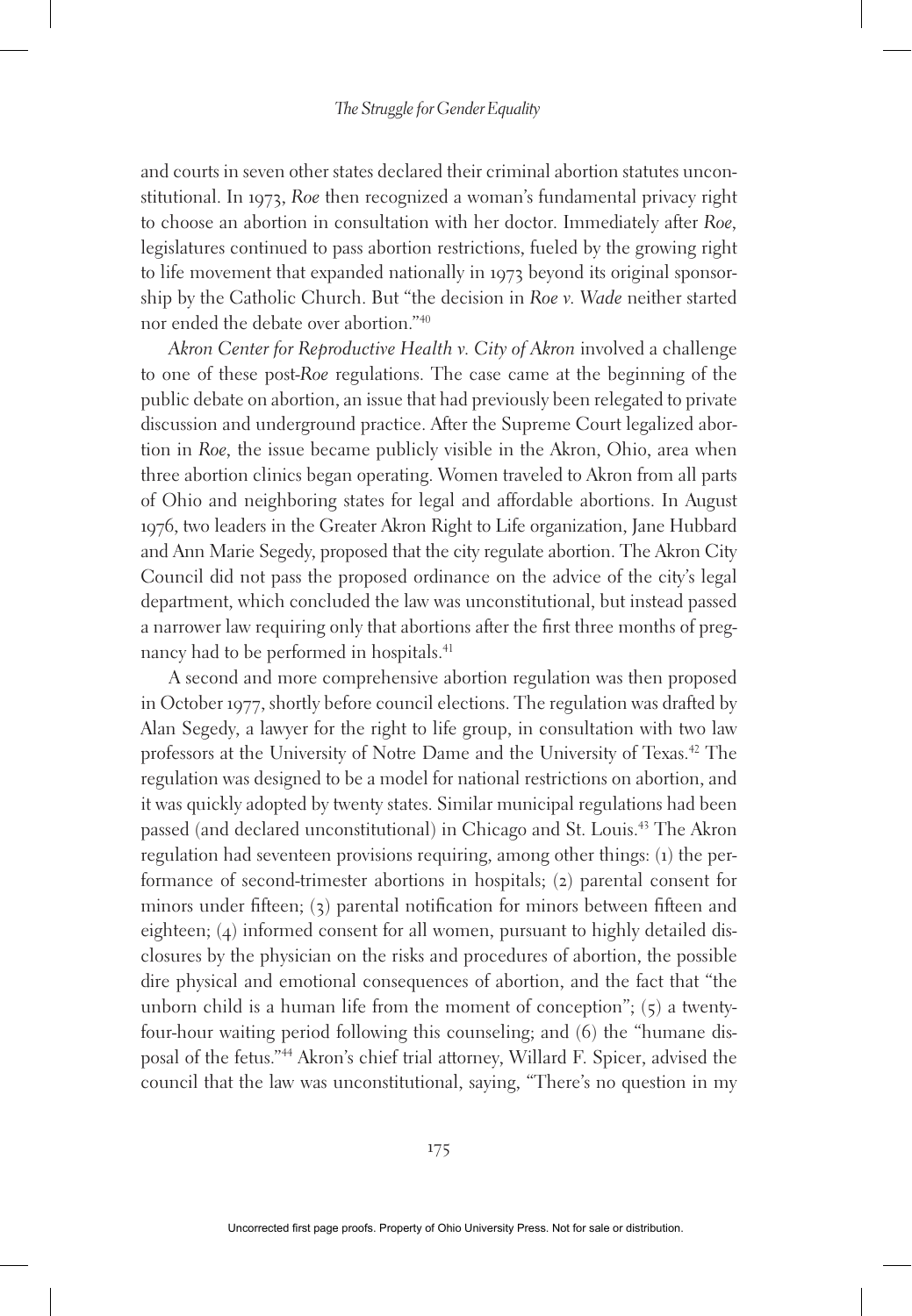and courts in seven other states declared their criminal abortion statutes unconstitutional. In 1973, *Roe* then recognized a woman's fundamental privacy right to choose an abortion in consultation with her doctor. Immediately after *Roe*, legislatures continued to pass abortion restrictions, fueled by the growing right to life movement that expanded nationally in 1973 beyond its original sponsorship by the Catholic Church. But "the decision in *Roe v. Wade* neither started nor ended the debate over abortion."[40]

*Akron Center for Reproductive Health v. City of Akron* involved a challenge to one of these post-*Roe* regulations. The case came at the beginning of the public debate on abortion, an issue that had previously been relegated to private discussion and underground practice. After the Supreme Court legalized abortion in *Roe*, the issue became publicly visible in the Akron, Ohio, area when three abortion clinics began operating. Women traveled to Akron from all parts of Ohio and neighboring states for legal and affordable abortions. In August 1976, two leaders in the Greater Akron Right to Life organization, Jane Hubbard and Ann Marie Segedy, proposed that the city regulate abortion. The Akron City Council did not pass the proposed ordinance on the advice of the city's legal department, which concluded the law was unconstitutional, but instead passed a narrower law requiring only that abortions after the first three months of pregnancy had to be performed in hospitals.[41]

A second and more comprehensive abortion regulation was then proposed in October 1977, shortly before council elections. The regulation was drafted by Alan Segedy, a lawyer for the right to life group, in consultation with two law professors at the University of Notre Dame and the University of Texas.[42] The regulation was designed to be a model for national restrictions on abortion, and it was quickly adopted by twenty states. Similar municipal regulations had been passed (and declared unconstitutional) in Chicago and St. Louis.[43] The Akron regulation had seventeen provisions requiring, among other things: (1) the performance of second-trimester abortions in hospitals; (2) parental consent for minors under fifteen; (3) parental notification for minors between fifteen and eighteen; (4) informed consent for all women, pursuant to highly detailed disclosures by the physician on the risks and procedures of abortion, the possible dire physical and emotional consequences of abortion, and the fact that "the unborn child is a human life from the moment of conception"; (5) a twenty-four-hour waiting period following this counseling; and (6) the "humane disposal of the fetus."[44] Akron's chief trial attorney, Willard F. Spicer, advised the council that the law was unconstitutional, saying, "There's no question in my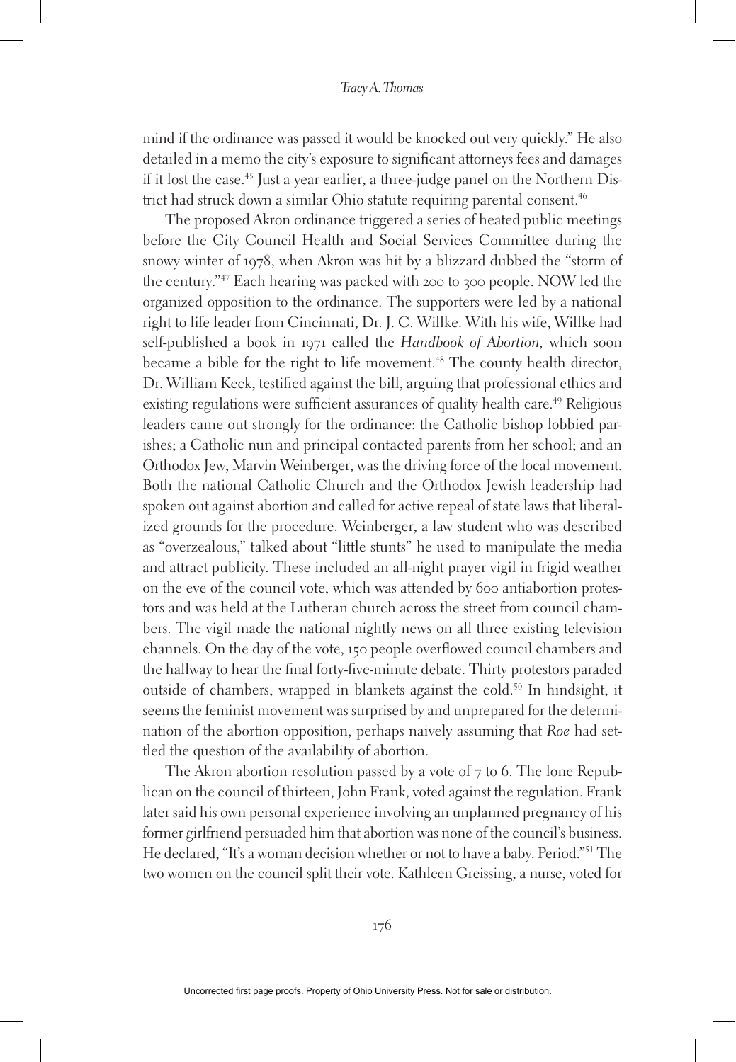mind if the ordinance was passed it would be knocked out very quickly." He also detailed in a memo the city's exposure to significant attorneys fees and damages if it lost the case.[45] Just a year earlier, a three-judge panel on the Northern District had struck down a similar Ohio statute requiring parental consent.[46]

The proposed Akron ordinance triggered a series of heated public meetings before the City Council Health and Social Services Committee during the snowy winter of 1978, when Akron was hit by a blizzard dubbed the "storm of the century."[47] Each hearing was packed with 200 to 300 people. NOW led the organized opposition to the ordinance. The supporters were led by a national right to life leader from Cincinnati, Dr. J. C. Willke. With his wife, Willke had self-published a book in 1971 called the *Handbook of Abortion*, which soon became a bible for the right to life movement.[48] The county health director, Dr. William Keck, testified against the bill, arguing that professional ethics and existing regulations were sufficient assurances of quality health care.[49] Religious leaders came out strongly for the ordinance: the Catholic bishop lobbied parishes; a Catholic nun and principal contacted parents from her school; and an Orthodox Jew, Marvin Weinberger, was the driving force of the local movement. Both the national Catholic Church and the Orthodox Jewish leadership had spoken out against abortion and called for active repeal of state laws that liberalized grounds for the procedure. Weinberger, a law student who was described as "overzealous," talked about "little stunts" he used to manipulate the media and attract publicity. These included an all-night prayer vigil in frigid weather on the eve of the council vote, which was attended by 600 antiabortion protestors and was held at the Lutheran church across the street from council chambers. The vigil made the national nightly news on all three existing television channels. On the day of the vote, 150 people overflowed council chambers and the hallway to hear the final forty-five-minute debate. Thirty protestors paraded outside of chambers, wrapped in blankets against the cold.[50] In hindsight, it seems the feminist movement was surprised by and unprepared for the determination of the abortion opposition, perhaps naively assuming that *Roe* had settled the question of the availability of abortion.

The Akron abortion resolution passed by a vote of 7 to 6. The lone Republican on the council of thirteen, John Frank, voted against the regulation. Frank later said his own personal experience involving an unplanned pregnancy of his former girlfriend persuaded him that abortion was none of the council's business. He declared, "It's a woman decision whether or not to have a baby. Period."[51] The two women on the council split their vote. Kathleen Greissing, a nurse, voted for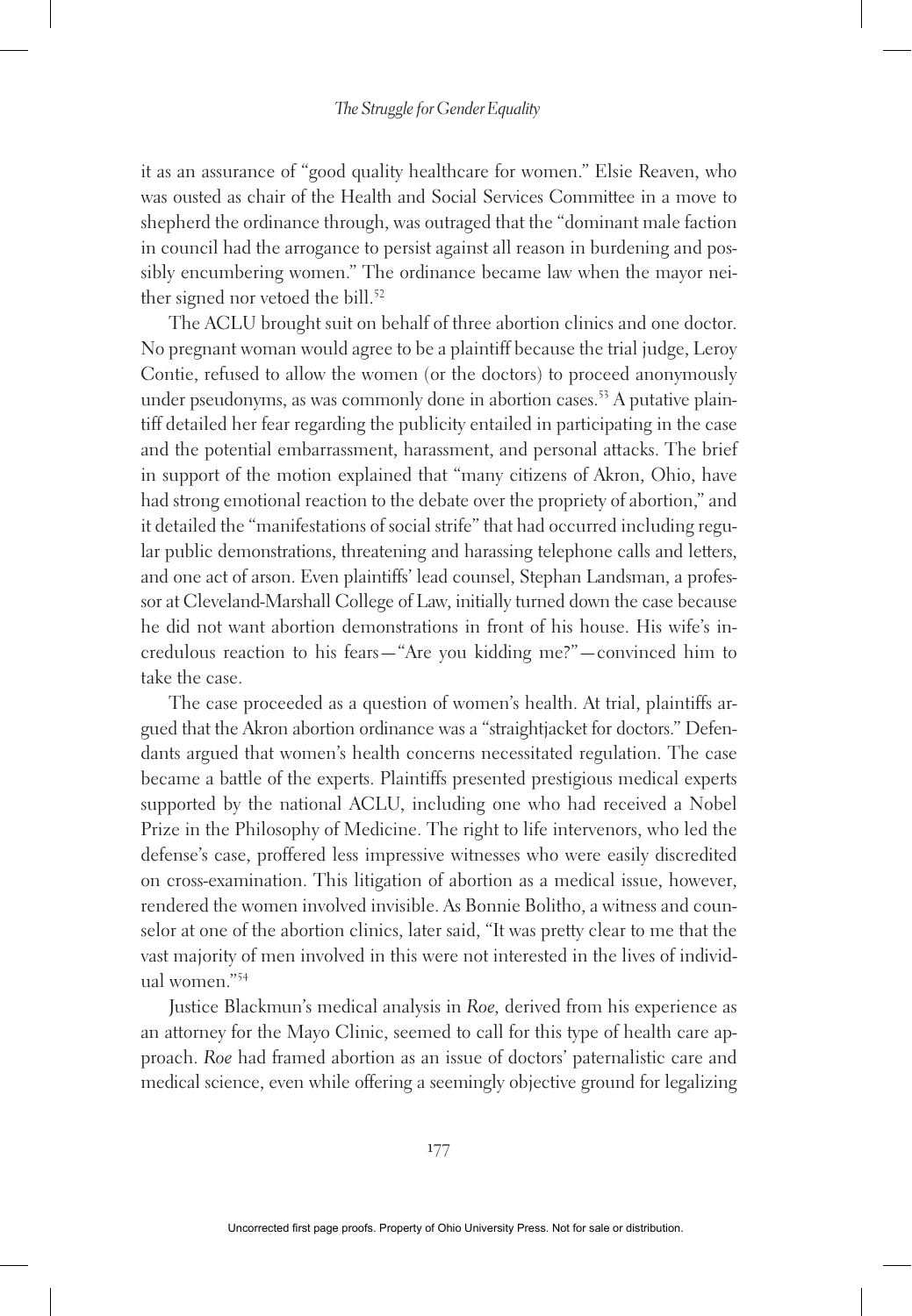it as an assurance of "good quality healthcare for women." Elsie Reaven, who was ousted as chair of the Health and Social Services Committee in a move to shepherd the ordinance through, was outraged that the "dominant male faction in council had the arrogance to persist against all reason in burdening and possibly encumbering women." The ordinance became law when the mayor neither signed nor vetoed the bill.[52]

The ACLU brought suit on behalf of three abortion clinics and one doctor. No pregnant woman would agree to be a plaintiff because the trial judge, Leroy Contie, refused to allow the women (or the doctors) to proceed anonymously under pseudonyms, as was commonly done in abortion cases.[53] A putative plaintiff detailed her fear regarding the publicity entailed in participating in the case and the potential embarrassment, harassment, and personal attacks. The brief in support of the motion explained that "many citizens of Akron, Ohio, have had strong emotional reaction to the debate over the propriety of abortion," and it detailed the "manifestations of social strife" that had occurred including regular public demonstrations, threatening and harassing telephone calls and letters, and one act of arson. Even plaintiffs' lead counsel, Stephan Landsman, a professor at Cleveland-Marshall College of Law, initially turned down the case because he did not want abortion demonstrations in front of his house. His wife's incredulous reaction to his fears—"Are you kidding me?"—convinced him to take the case.

The case proceeded as a question of women's health. At trial, plaintiffs argued that the Akron abortion ordinance was a "straightjacket for doctors." Defendants argued that women's health concerns necessitated regulation. The case became a battle of the experts. Plaintiffs presented prestigious medical experts supported by the national ACLU, including one who had received a Nobel Prize in the Philosophy of Medicine. The right to life intervenors, who led the defense's case, proffered less impressive witnesses who were easily discredited on cross-examination. This litigation of abortion as a medical issue, however, rendered the women involved invisible. As Bonnie Bolitho, a witness and counselor at one of the abortion clinics, later said, "It was pretty clear to me that the vast majority of men involved in this were not interested in the lives of individual women."[54]

Justice Blackmun's medical analysis in *Roe*, derived from his experience as an attorney for the Mayo Clinic, seemed to call for this type of health care approach. *Roe* had framed abortion as an issue of doctors' paternalistic care and medical science, even while offering a seemingly objective ground for legalizing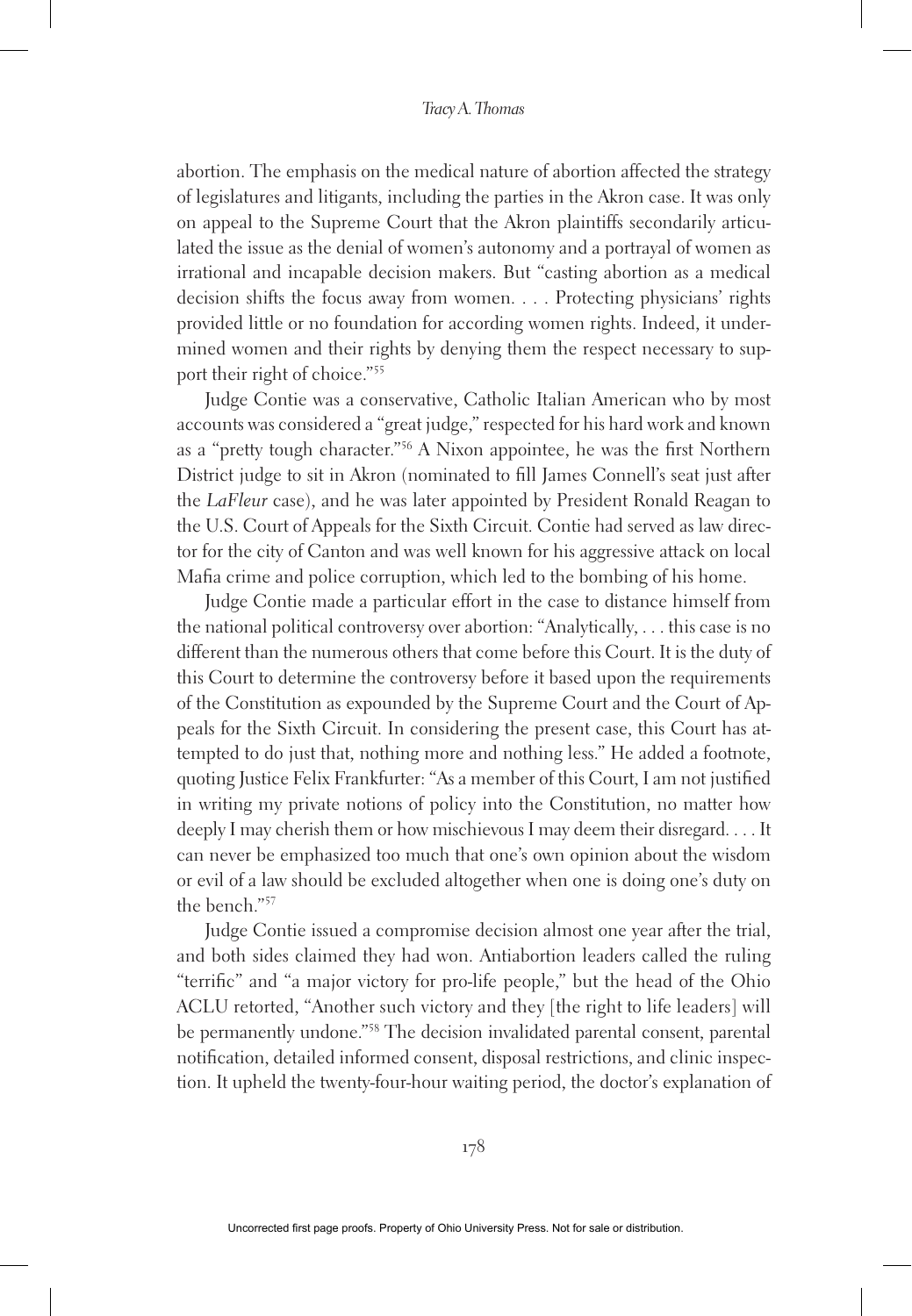abortion. The emphasis on the medical nature of abortion affected the strategy of legislatures and litigants, including the parties in the Akron case. It was only on appeal to the Supreme Court that the Akron plaintiffs secondarily articulated the issue as the denial of women's autonomy and a portrayal of women as irrational and incapable decision makers. But "casting abortion as a medical decision shifts the focus away from women. . . . Protecting physicians' rights provided little or no foundation for according women rights. Indeed, it undermined women and their rights by denying them the respect necessary to support their right of choice."[55]

Judge Contie was a conservative, Catholic Italian American who by most accounts was considered a "great judge," respected for his hard work and known as a "pretty tough character."[56] A Nixon appointee, he was the first Northern District judge to sit in Akron (nominated to fill James Connell's seat just after the *LaFleur* case), and he was later appointed by President Ronald Reagan to the U.S. Court of Appeals for the Sixth Circuit. Contie had served as law director for the city of Canton and was well known for his aggressive attack on local Mafia crime and police corruption, which led to the bombing of his home.

Judge Contie made a particular effort in the case to distance himself from the national political controversy over abortion: "Analytically, . . . this case is no different than the numerous others that come before this Court. It is the duty of this Court to determine the controversy before it based upon the requirements of the Constitution as expounded by the Supreme Court and the Court of Appeals for the Sixth Circuit. In considering the present case, this Court has attempted to do just that, nothing more and nothing less." He added a footnote, quoting Justice Felix Frankfurter: "As a member of this Court, I am not justified in writing my private notions of policy into the Constitution, no matter how deeply I may cherish them or how mischievous I may deem their disregard. . . . It can never be emphasized too much that one's own opinion about the wisdom or evil of a law should be excluded altogether when one is doing one's duty on the bench."[57]

Judge Contie issued a compromise decision almost one year after the trial, and both sides claimed they had won. Antiabortion leaders called the ruling "terrific" and "a major victory for pro-life people," but the head of the Ohio ACLU retorted, "Another such victory and they [the right to life leaders] will be permanently undone."[58] The decision invalidated parental consent, parental notification, detailed informed consent, disposal restrictions, and clinic inspection. It upheld the twenty-four-hour waiting period, the doctor's explanation of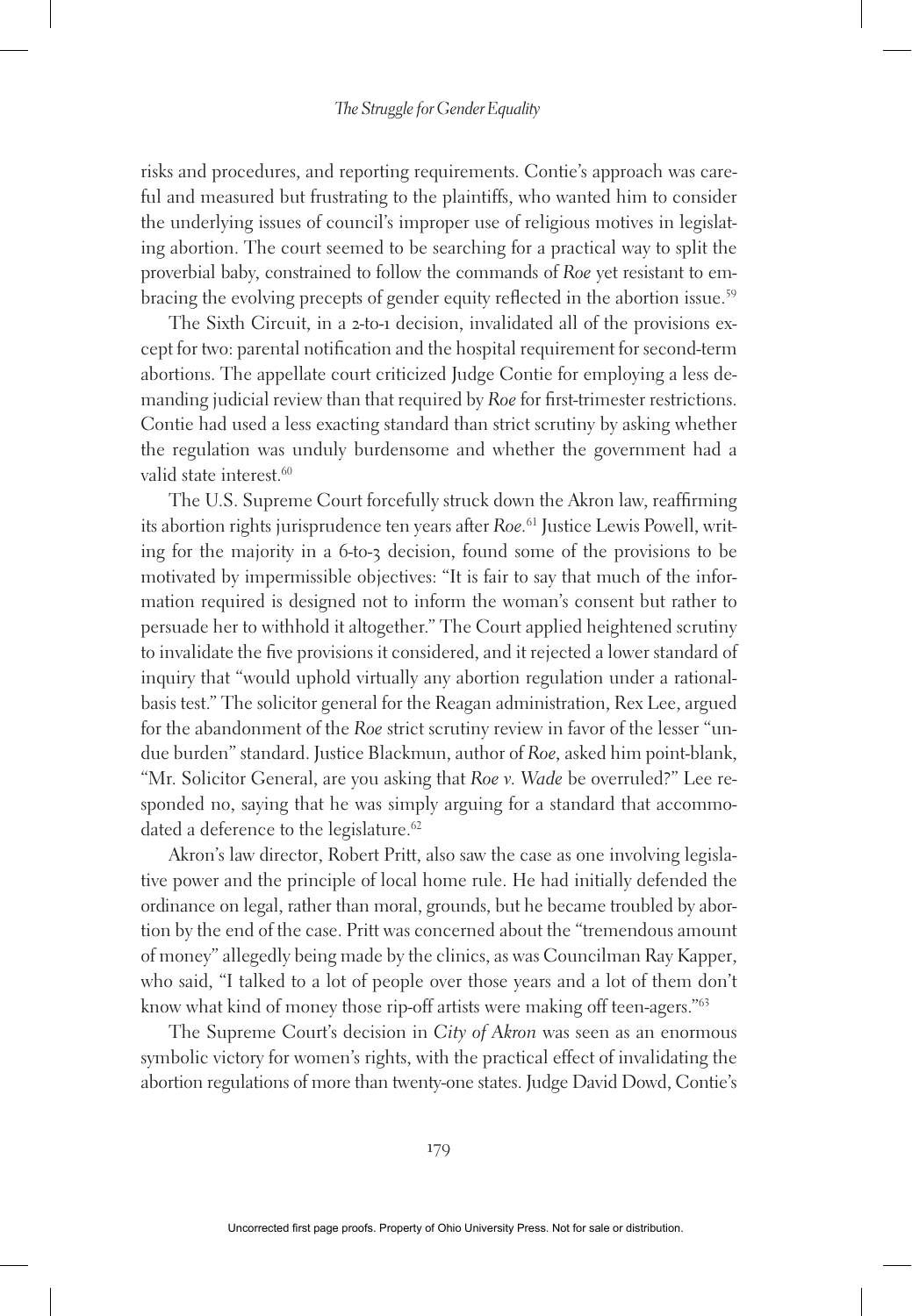risks and procedures, and reporting requirements. Contie's approach was careful and measured but frustrating to the plaintiffs, who wanted him to consider the underlying issues of council's improper use of religious motives in legislating abortion. The court seemed to be searching for a practical way to split the proverbial baby, constrained to follow the commands of *Roe* yet resistant to embracing the evolving precepts of gender equity reflected in the abortion issue.[59]

The Sixth Circuit, in a 2-to-1 decision, invalidated all of the provisions except for two: parental notification and the hospital requirement for second-term abortions. The appellate court criticized Judge Contie for employing a less demanding judicial review than that required by *Roe* for first-trimester restrictions. Contie had used a less exacting standard than strict scrutiny by asking whether the regulation was unduly burdensome and whether the government had a valid state interest.[60]

The U.S. Supreme Court forcefully struck down the Akron law, reaffirming its abortion rights jurisprudence ten years after *Roe*.[61] Justice Lewis Powell, writing for the majority in a 6-to-3 decision, found some of the provisions to be motivated by impermissible objectives: "It is fair to say that much of the information required is designed not to inform the woman's consent but rather to persuade her to withhold it altogether." The Court applied heightened scrutiny to invalidate the five provisions it considered, and it rejected a lower standard of inquiry that "would uphold virtually any abortion regulation under a rational-basis test." The solicitor general for the Reagan administration, Rex Lee, argued for the abandonment of the *Roe* strict scrutiny review in favor of the lesser "undue burden" standard. Justice Blackmun, author of *Roe*, asked him point-blank, "Mr. Solicitor General, are you asking that *Roe v. Wade* be overruled?" Lee responded no, saying that he was simply arguing for a standard that accommodated a deference to the legislature.[62]

Akron's law director, Robert Pritt, also saw the case as one involving legislative power and the principle of local home rule. He had initially defended the ordinance on legal, rather than moral, grounds, but he became troubled by abortion by the end of the case. Pritt was concerned about the "tremendous amount of money" allegedly being made by the clinics, as was Councilman Ray Kapper, who said, "I talked to a lot of people over those years and a lot of them don't know what kind of money those rip-off artists were making off teen-agers."[63]

The Supreme Court's decision in *City of Akron* was seen as an enormous symbolic victory for women's rights, with the practical effect of invalidating the abortion regulations of more than twenty-one states. Judge David Dowd, Contie's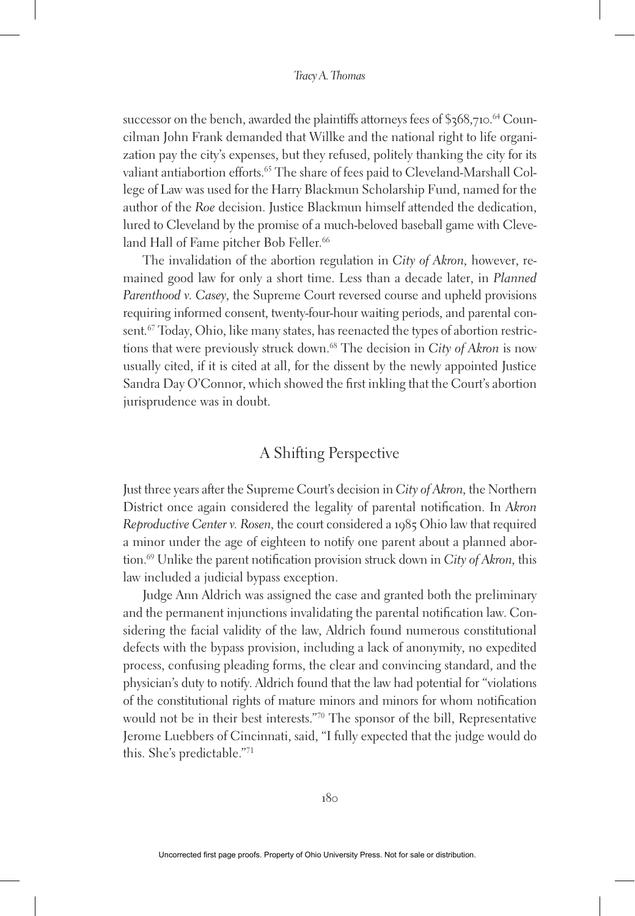successor on the bench, awarded the plaintiffs attorneys fees of $368,710.[64] Councilman John Frank demanded that Willke and the national right to life organization pay the city's expenses, but they refused, politely thanking the city for its valiant antiabortion efforts.[65] The share of fees paid to Cleveland-Marshall College of Law was used for the Harry Blackmun Scholarship Fund, named for the author of the *Roe* decision. Justice Blackmun himself attended the dedication, lured to Cleveland by the promise of a much-beloved baseball game with Cleveland Hall of Fame pitcher Bob Feller.[66]

The invalidation of the abortion regulation in *City of Akron*, however, remained good law for only a short time. Less than a decade later, in *Planned Parenthood v. Casey*, the Supreme Court reversed course and upheld provisions requiring informed consent, twenty-four-hour waiting periods, and parental consent.[67] Today, Ohio, like many states, has reenacted the types of abortion restrictions that were previously struck down.[68] The decision in *City of Akron* is now usually cited, if it is cited at all, for the dissent by the newly appointed Justice Sandra Day O'Connor, which showed the first inkling that the Court's abortion jurisprudence was in doubt.

## A Shifting Perspective

Just three years after the Supreme Court's decision in *City of Akron*, the Northern District once again considered the legality of parental notification. In *Akron Reproductive Center v. Rosen*, the court considered a 1985 Ohio law that required a minor under the age of eighteen to notify one parent about a planned abortion.[69] Unlike the parent notification provision struck down in *City of Akron*, this law included a judicial bypass exception.

Judge Ann Aldrich was assigned the case and granted both the preliminary and the permanent injunctions invalidating the parental notification law. Considering the facial validity of the law, Aldrich found numerous constitutional defects with the bypass provision, including a lack of anonymity, no expedited process, confusing pleading forms, the clear and convincing standard, and the physician's duty to notify. Aldrich found that the law had potential for "violations of the constitutional rights of mature minors and minors for whom notification would not be in their best interests."[70] The sponsor of the bill, Representative Jerome Luebbers of Cincinnati, said, "I fully expected that the judge would do this. She's predictable."[71]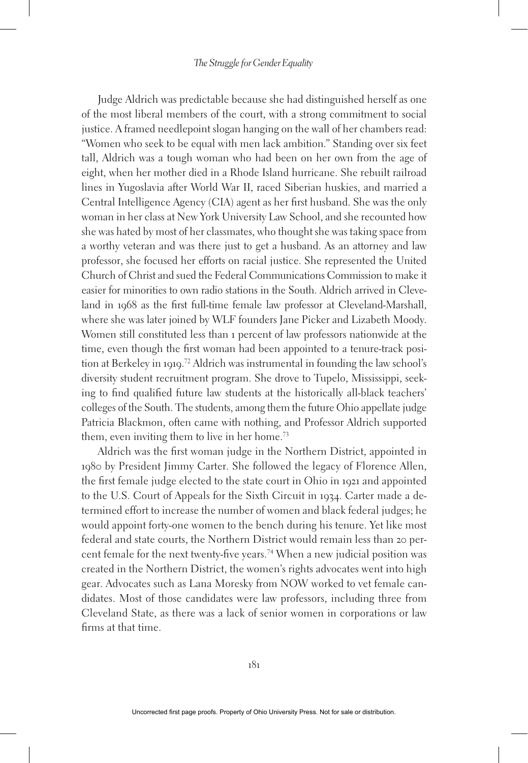Judge Aldrich was predictable because she had distinguished herself as one of the most liberal members of the court, with a strong commitment to social justice. A framed needlepoint slogan hanging on the wall of her chambers read: "Women who seek to be equal with men lack ambition." Standing over six feet tall, Aldrich was a tough woman who had been on her own from the age of eight, when her mother died in a Rhode Island hurricane. She rebuilt railroad lines in Yugoslavia after World War II, raced Siberian huskies, and married a Central Intelligence Agency (CIA) agent as her first husband. She was the only woman in her class at New York University Law School, and she recounted how she was hated by most of her classmates, who thought she was taking space from a worthy veteran and was there just to get a husband. As an attorney and law professor, she focused her efforts on racial justice. She represented the United Church of Christ and sued the Federal Communications Commission to make it easier for minorities to own radio stations in the South. Aldrich arrived in Cleveland in 1968 as the first full-time female law professor at Cleveland-Marshall, where she was later joined by WLF founders Jane Picker and Lizabeth Moody. Women still constituted less than 1 percent of law professors nationwide at the time, even though the first woman had been appointed to a tenure-track position at Berkeley in 1919.[72] Aldrich was instrumental in founding the law school's diversity student recruitment program. She drove to Tupelo, Mississippi, seeking to find qualified future law students at the historically all-black teachers' colleges of the South. The students, among them the future Ohio appellate judge Patricia Blackmon, often came with nothing, and Professor Aldrich supported them, even inviting them to live in her home.[73]

Aldrich was the first woman judge in the Northern District, appointed in 1980 by President Jimmy Carter. She followed the legacy of Florence Allen, the first female judge elected to the state court in Ohio in 1921 and appointed to the U.S. Court of Appeals for the Sixth Circuit in 1934. Carter made a determined effort to increase the number of women and black federal judges; he would appoint forty-one women to the bench during his tenure. Yet like most federal and state courts, the Northern District would remain less than 20 percent female for the next twenty-five years.[74] When a new judicial position was created in the Northern District, the women's rights advocates went into high gear. Advocates such as Lana Moresky from NOW worked to vet female candidates. Most of those candidates were law professors, including three from Cleveland State, as there was a lack of senior women in corporations or law firms at that time.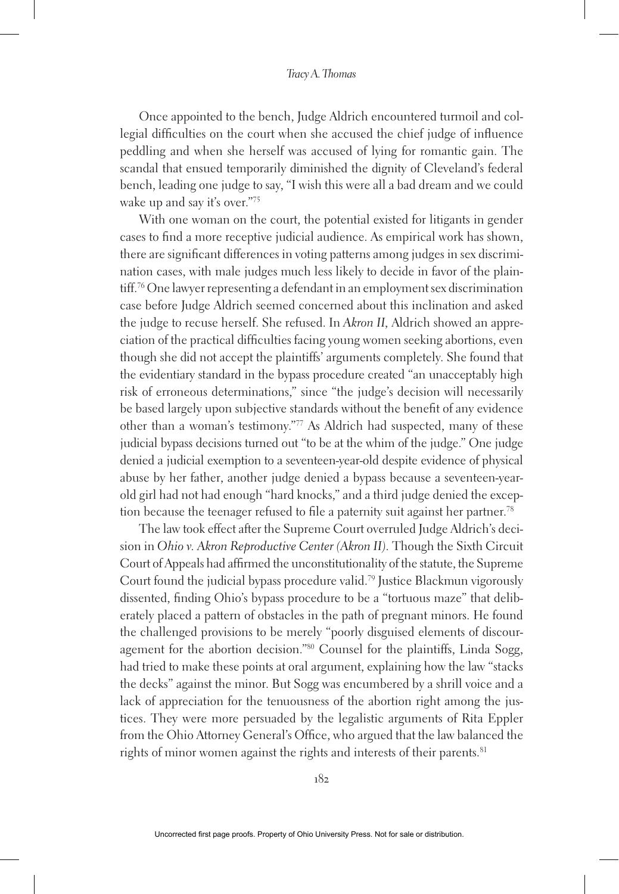Once appointed to the bench, Judge Aldrich encountered turmoil and collegial difficulties on the court when she accused the chief judge of influence peddling and when she herself was accused of lying for romantic gain. The scandal that ensued temporarily diminished the dignity of Cleveland's federal bench, leading one judge to say, "I wish this were all a bad dream and we could wake up and say it's over."[75]

With one woman on the court, the potential existed for litigants in gender cases to find a more receptive judicial audience. As empirical work has shown, there are significant differences in voting patterns among judges in sex discrimination cases, with male judges much less likely to decide in favor of the plaintiff.[76] One lawyer representing a defendant in an employment sex discrimination case before Judge Aldrich seemed concerned about this inclination and asked the judge to recuse herself. She refused. In *Akron II*, Aldrich showed an appreciation of the practical difficulties facing young women seeking abortions, even though she did not accept the plaintiffs' arguments completely. She found that the evidentiary standard in the bypass procedure created "an unacceptably high risk of erroneous determinations," since "the judge's decision will necessarily be based largely upon subjective standards without the benefit of any evidence other than a woman's testimony."[77] As Aldrich had suspected, many of these judicial bypass decisions turned out "to be at the whim of the judge." One judge denied a judicial exemption to a seventeen-year-old despite evidence of physical abuse by her father, another judge denied a bypass because a seventeen-year-old girl had not had enough "hard knocks," and a third judge denied the exception because the teenager refused to file a paternity suit against her partner.[78]

The law took effect after the Supreme Court overruled Judge Aldrich's decision in *Ohio v. Akron Reproductive Center (Akron II).* Though the Sixth Circuit Court of Appeals had affirmed the unconstitutionality of the statute, the Supreme Court found the judicial bypass procedure valid.[79] Justice Blackmun vigorously dissented, finding Ohio's bypass procedure to be a "tortuous maze" that deliberately placed a pattern of obstacles in the path of pregnant minors. He found the challenged provisions to be merely "poorly disguised elements of discouragement for the abortion decision."[80] Counsel for the plaintiffs, Linda Sogg, had tried to make these points at oral argument, explaining how the law "stacks the decks" against the minor. But Sogg was encumbered by a shrill voice and a lack of appreciation for the tenuousness of the abortion right among the justices. They were more persuaded by the legalistic arguments of Rita Eppler from the Ohio Attorney General's Office, who argued that the law balanced the rights of minor women against the rights and interests of their parents.[81]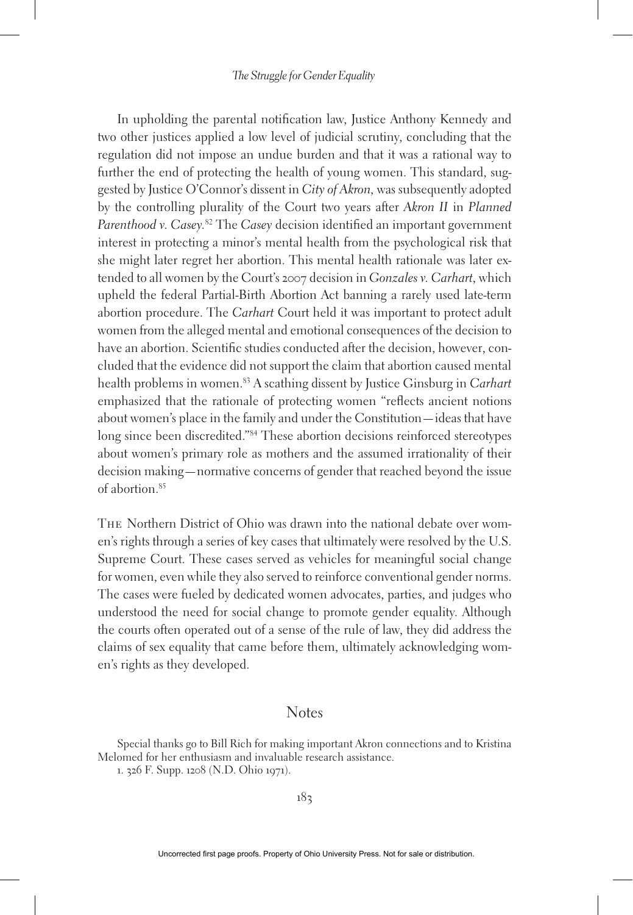In upholding the parental notification law, Justice Anthony Kennedy and two other justices applied a low level of judicial scrutiny, concluding that the regulation did not impose an undue burden and that it was a rational way to further the end of protecting the health of young women. This standard, suggested by Justice O'Connor's dissent in *City of Akron*, was subsequently adopted by the controlling plurality of the Court two years after *Akron II* in *Planned Parenthood v. Casey*.[82] The *Casey* decision identified an important government interest in protecting a minor's mental health from the psychological risk that she might later regret her abortion. This mental health rationale was later extended to all women by the Court's 2007 decision in *Gonzales v. Carhart*, which upheld the federal Partial-Birth Abortion Act banning a rarely used late-term abortion procedure. The *Carhart* Court held it was important to protect adult women from the alleged mental and emotional consequences of the decision to have an abortion. Scientific studies conducted after the decision, however, concluded that the evidence did not support the claim that abortion caused mental health problems in women.[83] A scathing dissent by Justice Ginsburg in *Carhart* emphasized that the rationale of protecting women "reflects ancient notions about women's place in the family and under the Constitution—ideas that have long since been discredited."[84] These abortion decisions reinforced stereotypes about women's primary role as mothers and the assumed irrationality of their decision making—normative concerns of gender that reached beyond the issue of abortion.[85]

The Northern District of Ohio was drawn into the national debate over women's rights through a series of key cases that ultimately were resolved by the U.S. Supreme Court. These cases served as vehicles for meaningful social change for women, even while they also served to reinforce conventional gender norms. The cases were fueled by dedicated women advocates, parties, and judges who understood the need for social change to promote gender equality. Although the courts often operated out of a sense of the rule of law, they did address the claims of sex equality that came before them, ultimately acknowledging women's rights as they developed.

## Notes

Special thanks go to Bill Rich for making important Akron connections and to Kristina Melomed for her enthusiasm and invaluable research assistance.

1. 326 F. Supp. 1208 (N.D. Ohio 1971).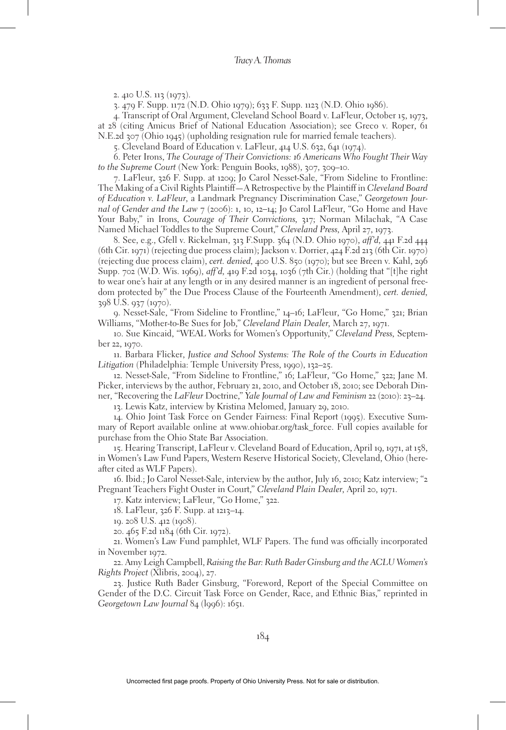2. 410 U.S. 113 (1973).

3. 479 F. Supp. 1172 (N.D. Ohio 1979); 633 F. Supp. 1123 (N.D. Ohio 1986).

4. Transcript of Oral Argument, Cleveland School Board v. LaFleur, October 15, 1973, at 28 (citing Amicus Brief of National Education Association); see Greco v. Roper, 61 N.E.2d 307 (Ohio 1945) (upholding resignation rule for married female teachers).

5. Cleveland Board of Education v. LaFleur, 414 U.S. 632, 641 (1974).

6. Peter Irons, *The Courage of Their Convictions: 16 Americans Who Fought Their Way to the Supreme Court* (New York: Penguin Books, 1988), 307, 309–10.

7. LaFleur, 326 F. Supp. at 1209; Jo Carol Nesset-Sale, "From Sideline to Frontline: The Making of a Civil Rights Plaintiff—A Retrospective by the Plaintiff in *Cleveland Board of Education v. LaFleur*, a Landmark Pregnancy Discrimination Case," *Georgetown Journal of Gender and the Law* 7 (2006): 1, 10, 12–14; Jo Carol LaFleur, "Go Home and Have Your Baby," in Irons, *Courage of Their Convictions*, 317; Norman Milachak, "A Case Named Michael Toddles to the Supreme Court," *Cleveland Press*, April 27, 1973.

8. See, e.g., Gfell v. Rickelman, 313 F.Supp. 364 (N.D. Ohio 1970), *aff'd*, 441 F.2d 444 (6th Cir. 1971) (rejecting due process claim); Jackson v. Dorrier, 424 F.2d 213 (6th Cir. 1970) (rejecting due process claim), *cert. denied*, 400 U.S. 850 (1970); but see Breen v. Kahl, 296 Supp. 702 (W.D. Wis. 1969), *aff'd*, 419 F.2d 1034, 1036 (7th Cir.) (holding that "[t]he right to wear one's hair at any length or in any desired manner is an ingredient of personal freedom protected by" the Due Process Clause of the Fourteenth Amendment), *cert. denied*, 398 U.S. 937 (1970).

9. Nesset-Sale, "From Sideline to Frontline," 14–16; LaFleur, "Go Home," 321; Brian Williams, "Mother-to-Be Sues for Job," *Cleveland Plain Dealer*, March 27, 1971.

10. Sue Kincaid, "WEAL Works for Women's Opportunity," *Cleveland Press*, September 22, 1970.

11. Barbara Flicker, *Justice and School Systems: The Role of the Courts in Education Litigation* (Philadelphia: Temple University Press, 1990), 132–25.

12. Nesset-Sale, "From Sideline to Frontline," 16; LaFleur, "Go Home," 322; Jane M. Picker, interviews by the author, February 21, 2010, and October 18, 2010; see Deborah Dinner, "Recovering the *LaFleur* Doctrine," *Yale Journal of Law and Feminism* 22 (2010): 23–24.

13. Lewis Katz, interview by Kristina Melomed, January 29, 2010.

14. Ohio Joint Task Force on Gender Fairness: Final Report (1995). Executive Summary of Report available online at www.ohiobar.org/task_force. Full copies available for purchase from the Ohio State Bar Association.

15. Hearing Transcript, LaFleur v. Cleveland Board of Education, April 19, 1971, at 158, in Women's Law Fund Papers, Western Reserve Historical Society, Cleveland, Ohio (hereafter cited as WLF Papers).

16. Ibid.; Jo Carol Nesset-Sale, interview by the author, July 16, 2010; Katz interview; "2 Pregnant Teachers Fight Ouster in Court," *Cleveland Plain Dealer*, April 20, 1971.

17. Katz interview; LaFleur, "Go Home," 322.

18. LaFleur, 326 F. Supp. at 1213–14.

19. 208 U.S. 412 (1908).

20. 465 F.2d 1184 (6th Cir. 1972).

21. Women's Law Fund pamphlet, WLF Papers. The fund was officially incorporated in November 1972.

22. Amy Leigh Campbell, *Raising the Bar: Ruth Bader Ginsburg and the ACLU Women's Rights Project* (Xlibris, 2004), 27.

23. Justice Ruth Bader Ginsburg, "Foreword, Report of the Special Committee on Gender of the D.C. Circuit Task Force on Gender, Race, and Ethnic Bias," reprinted in *Georgetown Law Journal* 84 (l996): 1651.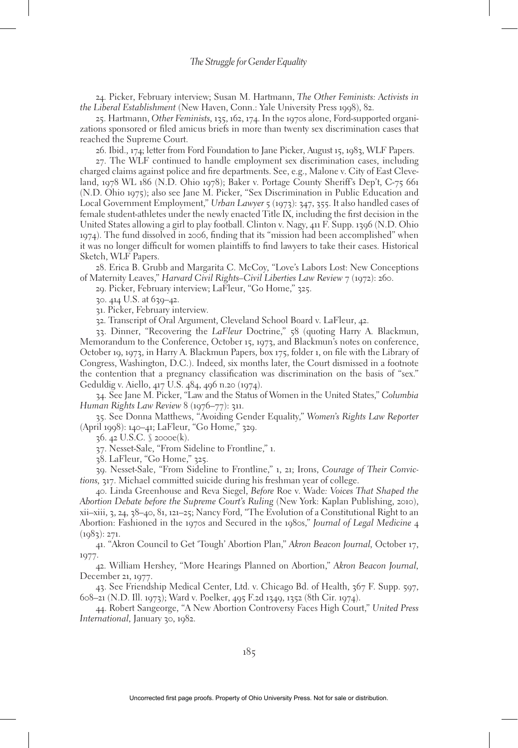24. Picker, February interview; Susan M. Hartmann, *The Other Feminists: Activists in the Liberal Establishment* (New Haven, Conn.: Yale University Press 1998), 82.

25. Hartmann, *Other Feminists*, 135, 162, 174. In the 1970s alone, Ford-supported organizations sponsored or filed amicus briefs in more than twenty sex discrimination cases that reached the Supreme Court.

26. Ibid., 174; letter from Ford Foundation to Jane Picker, August 15, 1983, WLF Papers.

27. The WLF continued to handle employment sex discrimination cases, including charged claims against police and fire departments. See, e.g., Malone v. City of East Cleveland, 1978 WL 186 (N.D. Ohio 1978); Baker v. Portage County Sheriff's Dep't, C-75 661 (N.D. Ohio 1975); also see Jane M. Picker, "Sex Discrimination in Public Education and Local Government Employment," *Urban Lawyer* 5 (1973): 347, 355. It also handled cases of female student-athletes under the newly enacted Title IX, including the first decision in the United States allowing a girl to play football. Clinton v. Nagy, 411 F. Supp. 1396 (N.D. Ohio 1974). The fund dissolved in 2006, finding that its "mission had been accomplished" when it was no longer difficult for women plaintiffs to find lawyers to take their cases. Historical Sketch, WLF Papers.

28. Erica B. Grubb and Margarita C. McCoy, "Love's Labors Lost: New Conceptions of Maternity Leaves," *Harvard Civil Rights–Civil Liberties Law Review* 7 (1972): 260.

29. Picker, February interview; LaFleur, "Go Home," 325.

30. 414 U.S. at 639–42.

31. Picker, February interview.

32. Transcript of Oral Argument, Cleveland School Board v. LaFleur, 42.

33. Dinner, "Recovering the *LaFleur* Doctrine," 58 (quoting Harry A. Blackmun, Memorandum to the Conference, October 15, 1973, and Blackmun's notes on conference, October 19, 1973, in Harry A. Blackmun Papers, box 175, folder 1, on file with the Library of Congress, Washington, D.C.). Indeed, six months later, the Court dismissed in a footnote the contention that a pregnancy classification was discrimination on the basis of "sex." Geduldig v. Aiello, 417 U.S. 484, 496 n.20 (1974).

34. See Jane M. Picker, "Law and the Status of Women in the United States," *Columbia Human Rights Law Review* 8 (1976–77): 311.

35. See Donna Matthews, "Avoiding Gender Equality," *Women's Rights Law Reporter* (April 1998): 140–41; LaFleur, "Go Home," 329.

36. 42 U.S.C. § 2000e(k).

37. Nesset-Sale, "From Sideline to Frontline," 1.

38. LaFleur, "Go Home," 325.

39. Nesset-Sale, "From Sideline to Frontline," 1, 21; Irons, *Courage of Their Convictions*, 317. Michael committed suicide during his freshman year of college.

40. Linda Greenhouse and Reva Siegel, *Before* Roe v. Wade*: Voices That Shaped the Abortion Debate before the Supreme Court's Ruling* (New York: Kaplan Publishing, 2010), xii–xiii, 3, 24, 38–40, 81, 121–25; Nancy Ford, "The Evolution of a Constitutional Right to an Abortion: Fashioned in the 1970s and Secured in the 1980s," *Journal of Legal Medicine* 4 (1983): 271.

41. "Akron Council to Get 'Tough' Abortion Plan," *Akron Beacon Journal*, October 17, 1977.

42. William Hershey, "More Hearings Planned on Abortion," *Akron Beacon Journal*, December 21, 1977.

43. See Friendship Medical Center, Ltd. v. Chicago Bd. of Health, 367 F. Supp. 597, 608–21 (N.D. Ill. 1973); Ward v. Poelker, 495 F.2d 1349, 1352 (8th Cir. 1974).

44. Robert Sangeorge, "A New Abortion Controversy Faces High Court," *United Press International*, January 30, 1982.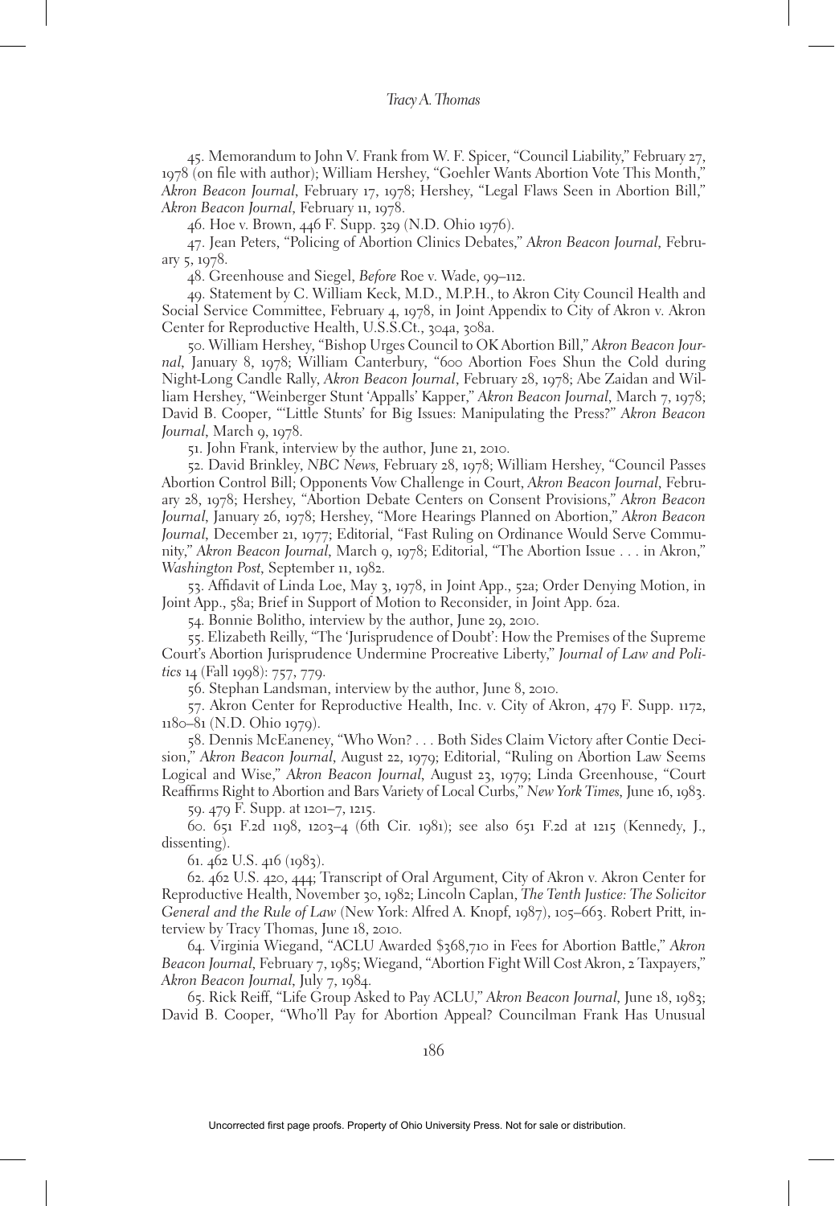45. Memorandum to John V. Frank from W. F. Spicer, "Council Liability," February 27, 1978 (on file with author); William Hershey, "Goehler Wants Abortion Vote This Month," *Akron Beacon Journal*, February 17, 1978; Hershey, "Legal Flaws Seen in Abortion Bill," *Akron Beacon Journal*, February 11, 1978.

46. Hoe v. Brown, 446 F. Supp. 329 (N.D. Ohio 1976).

47. Jean Peters, "Policing of Abortion Clinics Debates," *Akron Beacon Journal*, February 5, 1978.

48. Greenhouse and Siegel, *Before* Roe v. Wade, 99–112.

49. Statement by C. William Keck, M.D., M.P.H., to Akron City Council Health and Social Service Committee, February 4, 1978, in Joint Appendix to City of Akron v. Akron Center for Reproductive Health, U.S.S.Ct., 304a, 308a.

50. William Hershey, "Bishop Urges Council to OK Abortion Bill," *Akron Beacon Journal*, January 8, 1978; William Canterbury, "600 Abortion Foes Shun the Cold during Night-Long Candle Rally, *Akron Beacon Journal*, February 28, 1978; Abe Zaidan and William Hershey, "Weinberger Stunt 'Appalls' Kapper," *Akron Beacon Journal*, March 7, 1978; David B. Cooper, "'Little Stunts' for Big Issues: Manipulating the Press?" *Akron Beacon Journal*, March 9, 1978.

51. John Frank, interview by the author, June 21, 2010.

52. David Brinkley, *NBC News*, February 28, 1978; William Hershey, "Council Passes Abortion Control Bill; Opponents Vow Challenge in Court, *Akron Beacon Journal*, February 28, 1978; Hershey, "Abortion Debate Centers on Consent Provisions," *Akron Beacon Journal*, January 26, 1978; Hershey, "More Hearings Planned on Abortion," *Akron Beacon Journal*, December 21, 1977; Editorial, "Fast Ruling on Ordinance Would Serve Community," *Akron Beacon Journal*, March 9, 1978; Editorial, "The Abortion Issue . . . in Akron," *Washington Post*, September 11, 1982.

53. Affidavit of Linda Loe, May 3, 1978, in Joint App., 52a; Order Denying Motion, in Joint App., 58a; Brief in Support of Motion to Reconsider, in Joint App. 62a.

54. Bonnie Bolitho, interview by the author, June 29, 2010.

55. Elizabeth Reilly, "The 'Jurisprudence of Doubt': How the Premises of the Supreme Court's Abortion Jurisprudence Undermine Procreative Liberty," *Journal of Law and Politics* 14 (Fall 1998): 757, 779.

56. Stephan Landsman, interview by the author, June 8, 2010.

57. Akron Center for Reproductive Health, Inc. v. City of Akron, 479 F. Supp. 1172, 1180–81 (N.D. Ohio 1979).

58. Dennis McEaneney, "Who Won? . . . Both Sides Claim Victory after Contie Decision," *Akron Beacon Journal*, August 22, 1979; Editorial, "Ruling on Abortion Law Seems Logical and Wise," *Akron Beacon Journal*, August 23, 1979; Linda Greenhouse, "Court Reaffirms Right to Abortion and Bars Variety of Local Curbs," *New York Times*, June 16, 1983.

59. 479 F. Supp. at 1201–7, 1215.

60. 651 F.2d 1198, 1203–4 (6th Cir. 1981); see also 651 F.2d at 1215 (Kennedy, J., dissenting).

61. 462 U.S. 416 (1983).

62. 462 U.S. 420, 444; Transcript of Oral Argument, City of Akron v. Akron Center for Reproductive Health, November 30, 1982; Lincoln Caplan, *The Tenth Justice: The Solicitor General and the Rule of Law* (New York: Alfred A. Knopf, 1987), 105–663. Robert Pritt, interview by Tracy Thomas, June 18, 2010.

64. Virginia Wiegand, "ACLU Awarded $368,710 in Fees for Abortion Battle," *Akron Beacon Journal*, February 7, 1985; Wiegand, "Abortion Fight Will Cost Akron, 2 Taxpayers," *Akron Beacon Journal*, July 7, 1984.

65. Rick Reiff, "Life Group Asked to Pay ACLU," *Akron Beacon Journal*, June 18, 1983; David B. Cooper, "Who'll Pay for Abortion Appeal? Councilman Frank Has Unusual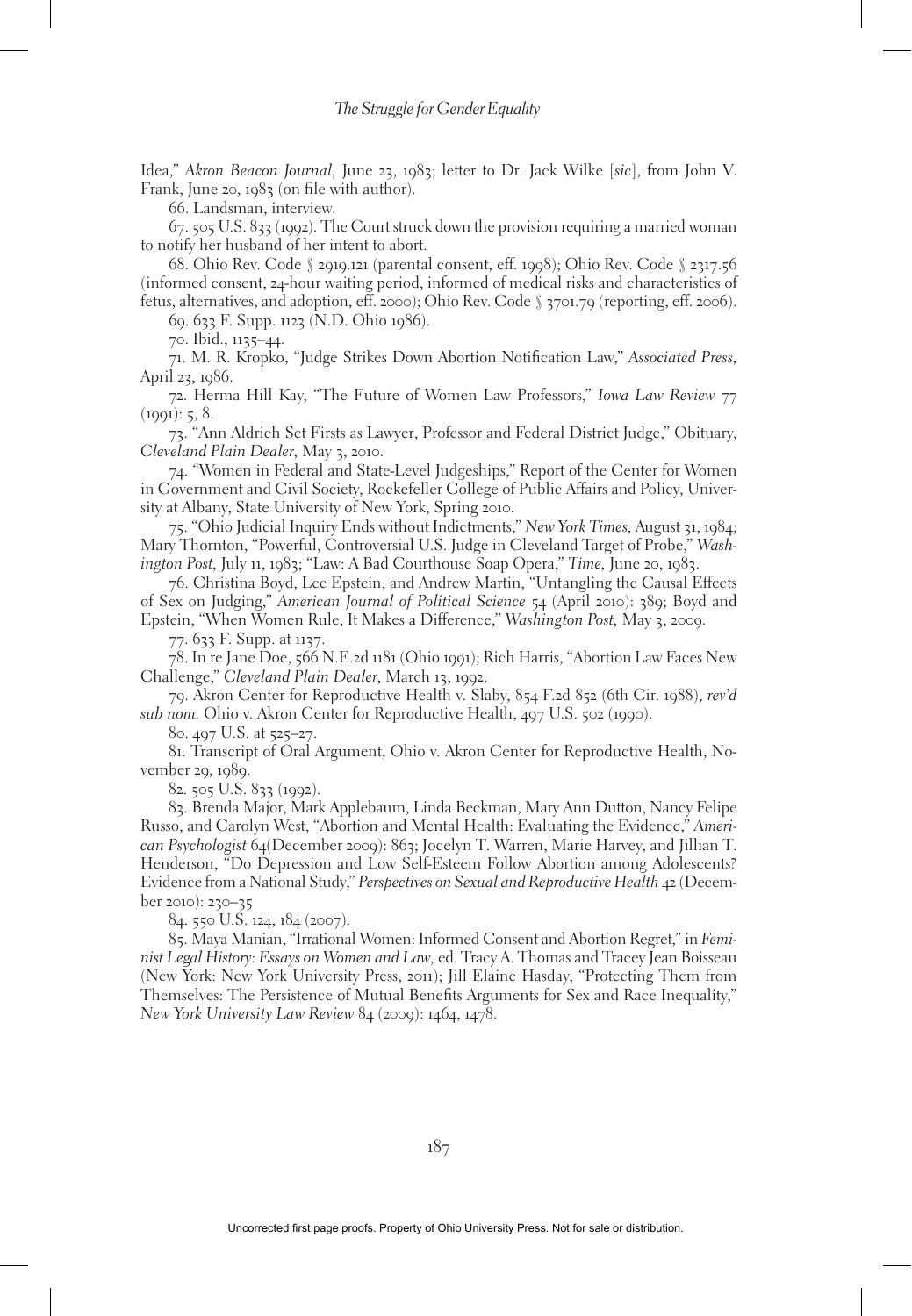Idea," *Akron Beacon Journal*, June 23, 1983; letter to Dr. Jack Wilke [*sic*], from John V. Frank, June 20, 1983 (on file with author).

66. Landsman, interview.

67. 505 U.S. 833 (1992). The Court struck down the provision requiring a married woman to notify her husband of her intent to abort.

68. Ohio Rev. Code § 2919.121 (parental consent, eff. 1998); Ohio Rev. Code § 2317.56 (informed consent, 24-hour waiting period, informed of medical risks and characteristics of fetus, alternatives, and adoption, eff. 2000); Ohio Rev. Code § 3701.79 (reporting, eff. 2006).

69. 633 F. Supp. 1123 (N.D. Ohio 1986).

70. Ibid., 1135–44.

71. M. R. Kropko, "Judge Strikes Down Abortion Notification Law," *Associated Press*, April 23, 1986.

72. Herma Hill Kay, "The Future of Women Law Professors," *Iowa Law Review* 77 (1991): 5, 8.

73. "Ann Aldrich Set Firsts as Lawyer, Professor and Federal District Judge," Obituary, *Cleveland Plain Dealer*, May 3, 2010.

74. "Women in Federal and State-Level Judgeships," Report of the Center for Women in Government and Civil Society, Rockefeller College of Public Affairs and Policy, University at Albany, State University of New York, Spring 2010.

75. "Ohio Judicial Inquiry Ends without Indictments," *New York Times*, August 31, 1984; Mary Thornton, "Powerful, Controversial U.S. Judge in Cleveland Target of Probe," *Washington Post*, July 11, 1983; "Law: A Bad Courthouse Soap Opera," *Time*, June 20, 1983.

76. Christina Boyd, Lee Epstein, and Andrew Martin, "Untangling the Causal Effects of Sex on Judging," *American Journal of Political Science* 54 (April 2010): 389; Boyd and Epstein, "When Women Rule, It Makes a Difference," *Washington Post*, May 3, 2009.

77. 633 F. Supp. at 1137.

78. In re Jane Doe, 566 N.E.2d 1181 (Ohio 1991); Rich Harris, "Abortion Law Faces New Challenge," *Cleveland Plain Dealer*, March 13, 1992.

79. Akron Center for Reproductive Health v. Slaby, 854 F.2d 852 (6th Cir. 1988), *rev'd sub nom.* Ohio v. Akron Center for Reproductive Health, 497 U.S. 502 (1990).

80. 497 U.S. at 525–27.

81. Transcript of Oral Argument, Ohio v. Akron Center for Reproductive Health, November 29, 1989.

82. 505 U.S. 833 (1992).

83. Brenda Major, Mark Applebaum, Linda Beckman, Mary Ann Dutton, Nancy Felipe Russo, and Carolyn West, "Abortion and Mental Health: Evaluating the Evidence," *American Psychologist* 64(December 2009): 863; Jocelyn T. Warren, Marie Harvey, and Jillian T. Henderson, "Do Depression and Low Self-Esteem Follow Abortion among Adolescents? Evidence from a National Study," *Perspectives on Sexual and Reproductive Health* 42 (December 2010): 230–35

84. 550 U.S. 124, 184 (2007).

85. Maya Manian, "Irrational Women: Informed Consent and Abortion Regret," in *Feminist Legal History: Essays on Women and Law*, ed. Tracy A. Thomas and Tracey Jean Boisseau (New York: New York University Press, 2011); Jill Elaine Hasday, "Protecting Them from Themselves: The Persistence of Mutual Benefits Arguments for Sex and Race Inequality," *New York University Law Review* 84 (2009): 1464, 1478.

Uncorrected first page proofs. Property of Ohio University Press. Not for sale or distribution.